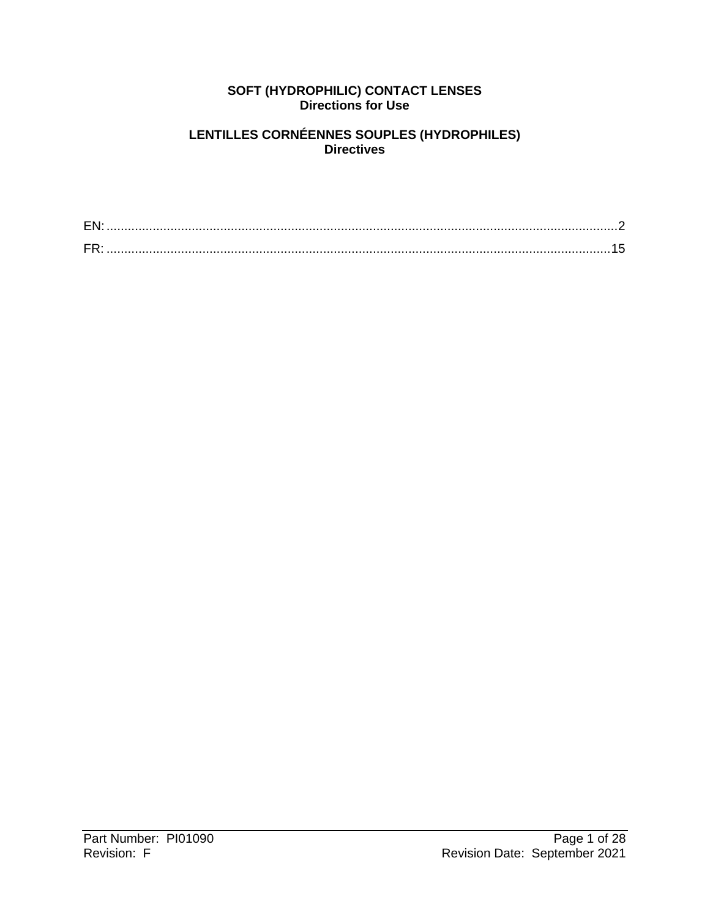# SOFT (HYDROPHILIC) CONTACT LENSES
**Directions for Use**

# LENTILLES CORNÉENNES SOUPLES (HYDROPHILES)
**Directives**

EN: ........................................................................................................................................2

FR: ......................................................................................................................................15

Part Number: PI01090
Revision: F
Revision Date: September 2021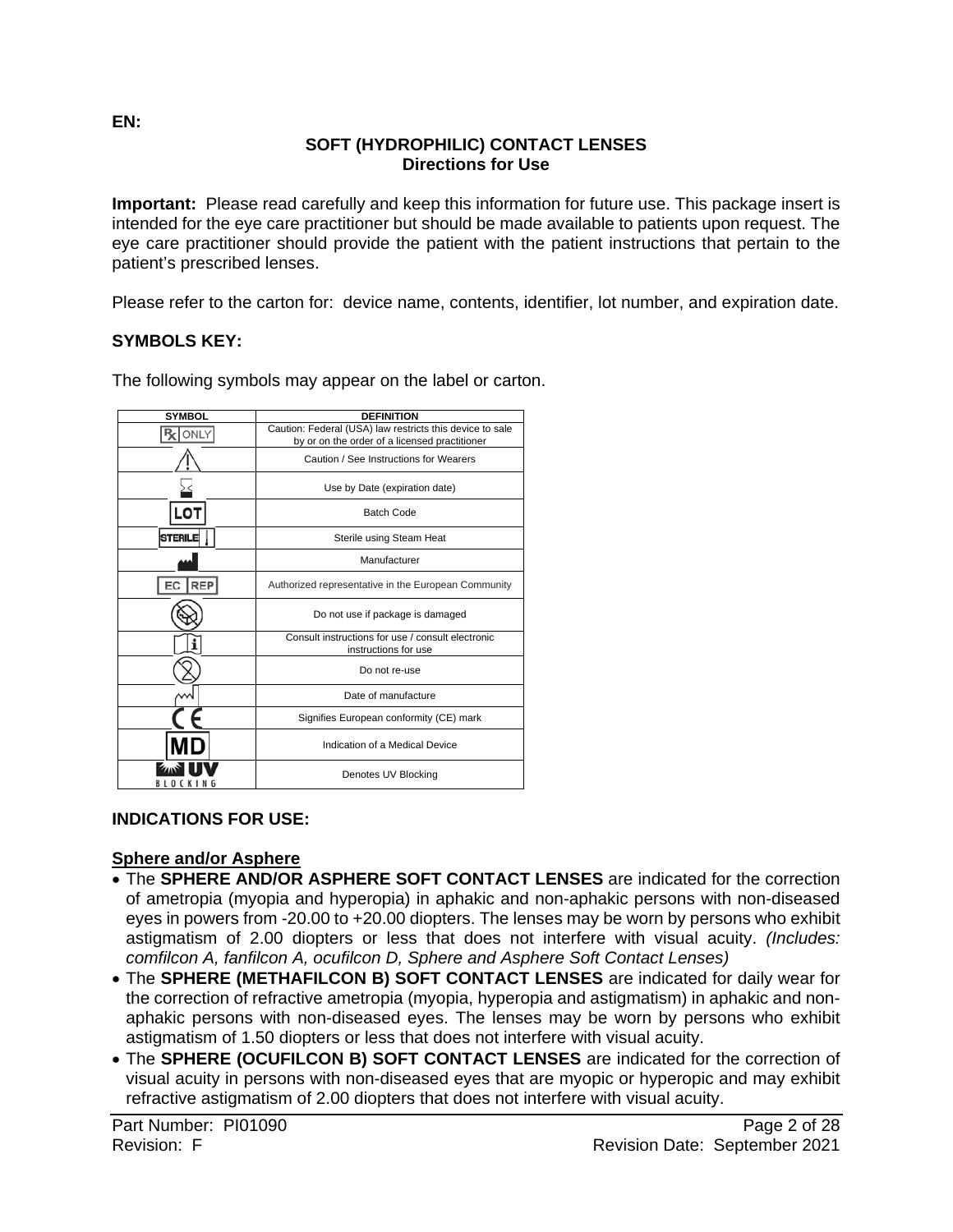EN:

## SOFT (HYDROPHILIC) CONTACT LENSES
## Directions for Use

**Important:** Please read carefully and keep this information for future use. This package insert is intended for the eye care practitioner but should be made available to patients upon request. The eye care practitioner should provide the patient with the patient instructions that pertain to the patient's prescribed lenses.

Please refer to the carton for: device name, contents, identifier, lot number, and expiration date.

### SYMBOLS KEY:

The following symbols may appear on the label or carton.

| SYMBOL | DEFINITION |
|---|---|
| Rx ONLY | Caution: Federal (USA) law restricts this device to sale by or on the order of a licensed practitioner |
| ⚠ | Caution / See Instructions for Wearers |
| ⌛ | Use by Date (expiration date) |
| LOT | Batch Code |
| STERILE | Sterile using Steam Heat |
| (Manufacturer symbol) | Manufacturer |
| EC REP | Authorized representative in the European Community |
| (Do not use if package is damaged symbol) | Do not use if package is damaged |
| (Consult instructions symbol) | Consult instructions for use / consult electronic instructions for use |
| (Do not re-use symbol) | Do not re-use |
| (Date of manufacture symbol) | Date of manufacture |
| CE | Signifies European conformity (CE) mark |
| MD | Indication of a Medical Device |
| UV BLOCKING | Denotes UV Blocking |

### INDICATIONS FOR USE:

**Sphere and/or Asphere**

- The **SPHERE AND/OR ASPHERE SOFT CONTACT LENSES** are indicated for the correction of ametropia (myopia and hyperopia) in aphakic and non-aphakic persons with non-diseased eyes in powers from -20.00 to +20.00 diopters. The lenses may be worn by persons who exhibit astigmatism of 2.00 diopters or less that does not interfere with visual acuity. *(Includes: comfilcon A, fanfilcon A, ocufilcon D, Sphere and Asphere Soft Contact Lenses)*
- The **SPHERE (METHAFILCON B) SOFT CONTACT LENSES** are indicated for daily wear for the correction of refractive ametropia (myopia, hyperopia and astigmatism) in aphakic and non-aphakic persons with non-diseased eyes. The lenses may be worn by persons who exhibit astigmatism of 1.50 diopters or less that does not interfere with visual acuity.
- The **SPHERE (OCUFILCON B) SOFT CONTACT LENSES** are indicated for the correction of visual acuity in persons with non-diseased eyes that are myopic or hyperopic and may exhibit refractive astigmatism of 2.00 diopters that does not interfere with visual acuity.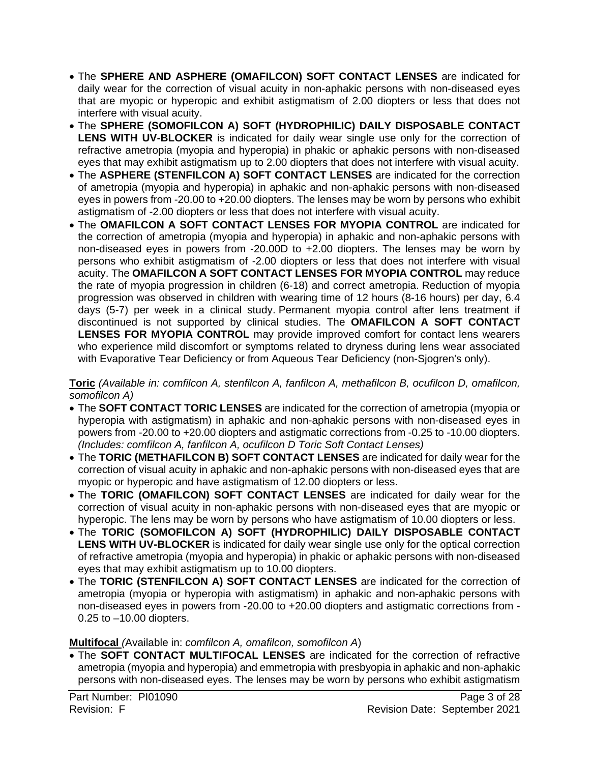- The **SPHERE AND ASPHERE (OMAFILCON) SOFT CONTACT LENSES** are indicated for daily wear for the correction of visual acuity in non-aphakic persons with non-diseased eyes that are myopic or hyperopic and exhibit astigmatism of 2.00 diopters or less that does not interfere with visual acuity.
- The **SPHERE (SOMOFILCON A) SOFT (HYDROPHILIC) DAILY DISPOSABLE CONTACT LENS WITH UV-BLOCKER** is indicated for daily wear single use only for the correction of refractive ametropia (myopia and hyperopia) in phakic or aphakic persons with non-diseased eyes that may exhibit astigmatism up to 2.00 diopters that does not interfere with visual acuity.
- The **ASPHERE (STENFILCON A) SOFT CONTACT LENSES** are indicated for the correction of ametropia (myopia and hyperopia) in aphakic and non-aphakic persons with non-diseased eyes in powers from -20.00 to +20.00 diopters. The lenses may be worn by persons who exhibit astigmatism of -2.00 diopters or less that does not interfere with visual acuity.
- The **OMAFILCON A SOFT CONTACT LENSES FOR MYOPIA CONTROL** are indicated for the correction of ametropia (myopia and hyperopia) in aphakic and non-aphakic persons with non-diseased eyes in powers from -20.00D to +2.00 diopters. The lenses may be worn by persons who exhibit astigmatism of -2.00 diopters or less that does not interfere with visual acuity. The **OMAFILCON A SOFT CONTACT LENSES FOR MYOPIA CONTROL** may reduce the rate of myopia progression in children (6-18) and correct ametropia. Reduction of myopia progression was observed in children with wearing time of 12 hours (8-16 hours) per day, 6.4 days (5-7) per week in a clinical study. Permanent myopia control after lens treatment if discontinued is not supported by clinical studies. The **OMAFILCON A SOFT CONTACT LENSES FOR MYOPIA CONTROL** may provide improved comfort for contact lens wearers who experience mild discomfort or symptoms related to dryness during lens wear associated with Evaporative Tear Deficiency or from Aqueous Tear Deficiency (non-Sjogren's only).

**Toric** *(Available in: comfilcon A, stenfilcon A, fanfilcon A, methafilcon B, ocufilcon D, omafilcon, somofilcon A)*

- The **SOFT CONTACT TORIC LENSES** are indicated for the correction of ametropia (myopia or hyperopia with astigmatism) in aphakic and non-aphakic persons with non-diseased eyes in powers from -20.00 to +20.00 diopters and astigmatic corrections from -0.25 to -10.00 diopters. *(Includes: comfilcon A, fanfilcon A, ocufilcon D Toric Soft Contact Lenses)*
- The **TORIC (METHAFILCON B) SOFT CONTACT LENSES** are indicated for daily wear for the correction of visual acuity in aphakic and non-aphakic persons with non-diseased eyes that are myopic or hyperopic and have astigmatism of 12.00 diopters or less.
- The **TORIC (OMAFILCON) SOFT CONTACT LENSES** are indicated for daily wear for the correction of visual acuity in non-aphakic persons with non-diseased eyes that are myopic or hyperopic. The lens may be worn by persons who have astigmatism of 10.00 diopters or less.
- The **TORIC (SOMOFILCON A) SOFT (HYDROPHILIC) DAILY DISPOSABLE CONTACT LENS WITH UV-BLOCKER** is indicated for daily wear single use only for the optical correction of refractive ametropia (myopia and hyperopia) in phakic or aphakic persons with non-diseased eyes that may exhibit astigmatism up to 10.00 diopters.
- The **TORIC (STENFILCON A) SOFT CONTACT LENSES** are indicated for the correction of ametropia (myopia or hyperopia with astigmatism) in aphakic and non-aphakic persons with non-diseased eyes in powers from -20.00 to +20.00 diopters and astigmatic corrections from -0.25 to –10.00 diopters.

**Multifocal** (Available in: *comfilcon A, omafilcon, somofilcon A*)

- The **SOFT CONTACT MULTIFOCAL LENSES** are indicated for the correction of refractive ametropia (myopia and hyperopia) and emmetropia with presbyopia in aphakic and non-aphakic persons with non-diseased eyes. The lenses may be worn by persons who exhibit astigmatism

Part Number: PI01090
Revision: F
Revision Date: September 2021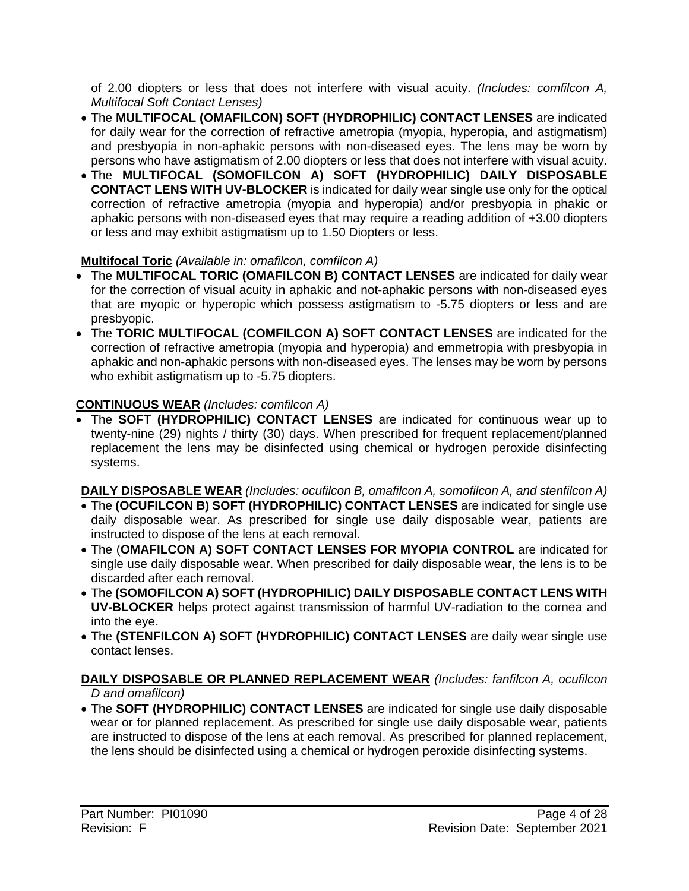of 2.00 diopters or less that does not interfere with visual acuity. *(Includes: comfilcon A, Multifocal Soft Contact Lenses)*

- The **MULTIFOCAL (OMAFILCON) SOFT (HYDROPHILIC) CONTACT LENSES** are indicated for daily wear for the correction of refractive ametropia (myopia, hyperopia, and astigmatism) and presbyopia in non-aphakic persons with non-diseased eyes. The lens may be worn by persons who have astigmatism of 2.00 diopters or less that does not interfere with visual acuity.
- The **MULTIFOCAL (SOMOFILCON A) SOFT (HYDROPHILIC) DAILY DISPOSABLE CONTACT LENS WITH UV-BLOCKER** is indicated for daily wear single use only for the optical correction of refractive ametropia (myopia and hyperopia) and/or presbyopia in phakic or aphakic persons with non-diseased eyes that may require a reading addition of +3.00 diopters or less and may exhibit astigmatism up to 1.50 Diopters or less.

**Multifocal Toric** *(Available in: omafilcon, comfilcon A)*

- The **MULTIFOCAL TORIC (OMAFILCON B) CONTACT LENSES** are indicated for daily wear for the correction of visual acuity in aphakic and not-aphakic persons with non-diseased eyes that are myopic or hyperopic which possess astigmatism to -5.75 diopters or less and are presbyopic.
- The **TORIC MULTIFOCAL (COMFILCON A) SOFT CONTACT LENSES** are indicated for the correction of refractive ametropia (myopia and hyperopia) and emmetropia with presbyopia in aphakic and non-aphakic persons with non-diseased eyes. The lenses may be worn by persons who exhibit astigmatism up to -5.75 diopters.

**CONTINUOUS WEAR** *(Includes: comfilcon A)*

- The **SOFT (HYDROPHILIC) CONTACT LENSES** are indicated for continuous wear up to twenty-nine (29) nights / thirty (30) days. When prescribed for frequent replacement/planned replacement the lens may be disinfected using chemical or hydrogen peroxide disinfecting systems.

**DAILY DISPOSABLE WEAR** *(Includes: ocufilcon B, omafilcon A, somofilcon A, and stenfilcon A)*

- The **(OCUFILCON B) SOFT (HYDROPHILIC) CONTACT LENSES** are indicated for single use daily disposable wear. As prescribed for single use daily disposable wear, patients are instructed to dispose of the lens at each removal.
- The (**OMAFILCON A) SOFT CONTACT LENSES FOR MYOPIA CONTROL** are indicated for single use daily disposable wear. When prescribed for daily disposable wear, the lens is to be discarded after each removal.
- The **(SOMOFILCON A) SOFT (HYDROPHILIC) DAILY DISPOSABLE CONTACT LENS WITH UV-BLOCKER** helps protect against transmission of harmful UV-radiation to the cornea and into the eye.
- The **(STENFILCON A) SOFT (HYDROPHILIC) CONTACT LENSES** are daily wear single use contact lenses.

**DAILY DISPOSABLE OR PLANNED REPLACEMENT WEAR** *(Includes: fanfilcon A, ocufilcon D and omafilcon)*

- The **SOFT (HYDROPHILIC) CONTACT LENSES** are indicated for single use daily disposable wear or for planned replacement. As prescribed for single use daily disposable wear, patients are instructed to dispose of the lens at each removal. As prescribed for planned replacement, the lens should be disinfected using a chemical or hydrogen peroxide disinfecting systems.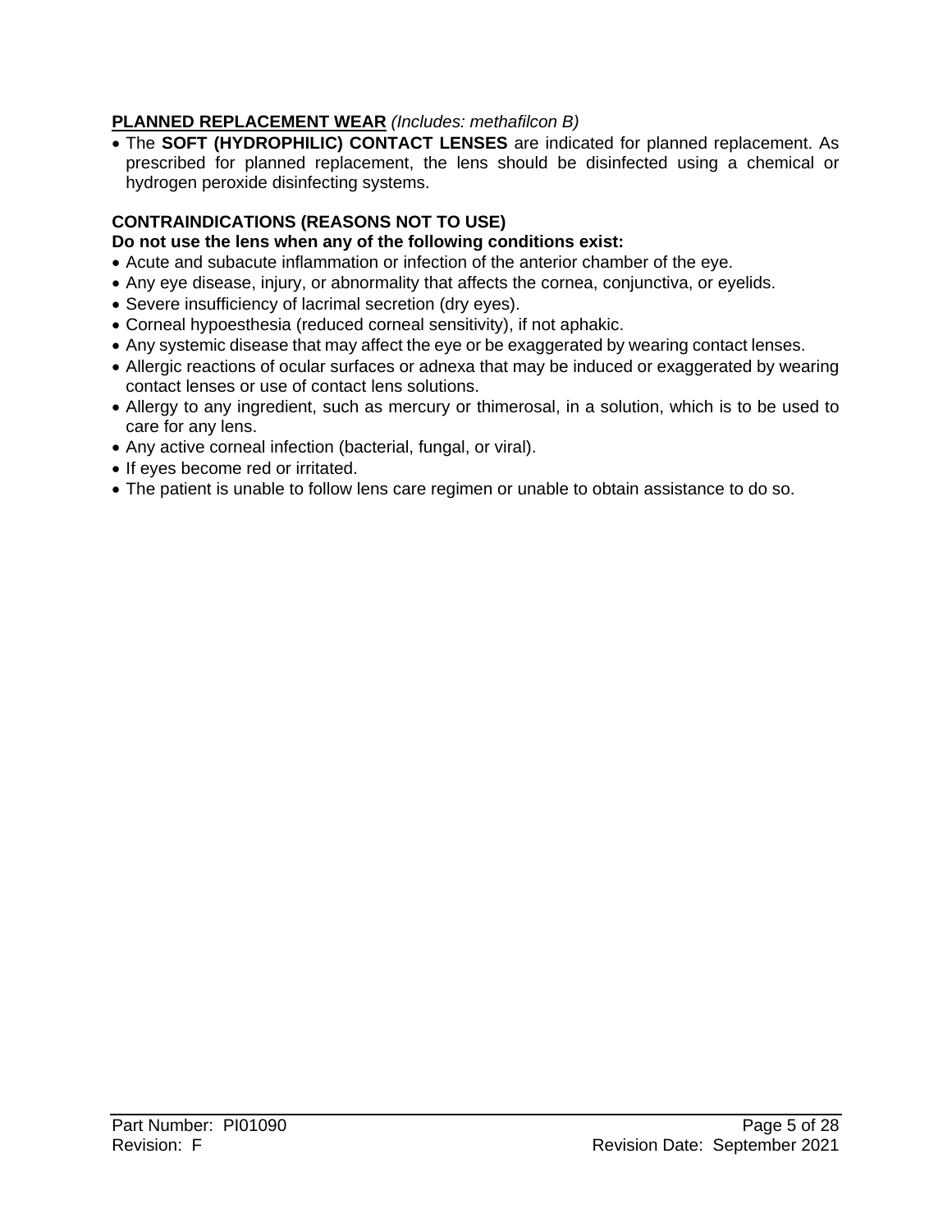**<u>PLANNED REPLACEMENT WEAR</u>** *(Includes: methafilcon B)*

- The **SOFT (HYDROPHILIC) CONTACT LENSES** are indicated for planned replacement. As prescribed for planned replacement, the lens should be disinfected using a chemical or hydrogen peroxide disinfecting systems.

**CONTRAINDICATIONS (REASONS NOT TO USE)**

**Do not use the lens when any of the following conditions exist:**

- Acute and subacute inflammation or infection of the anterior chamber of the eye.
- Any eye disease, injury, or abnormality that affects the cornea, conjunctiva, or eyelids.
- Severe insufficiency of lacrimal secretion (dry eyes).
- Corneal hypoesthesia (reduced corneal sensitivity), if not aphakic.
- Any systemic disease that may affect the eye or be exaggerated by wearing contact lenses.
- Allergic reactions of ocular surfaces or adnexa that may be induced or exaggerated by wearing contact lenses or use of contact lens solutions.
- Allergy to any ingredient, such as mercury or thimerosal, in a solution, which is to be used to care for any lens.
- Any active corneal infection (bacterial, fungal, or viral).
- If eyes become red or irritated.
- The patient is unable to follow lens care regimen or unable to obtain assistance to do so.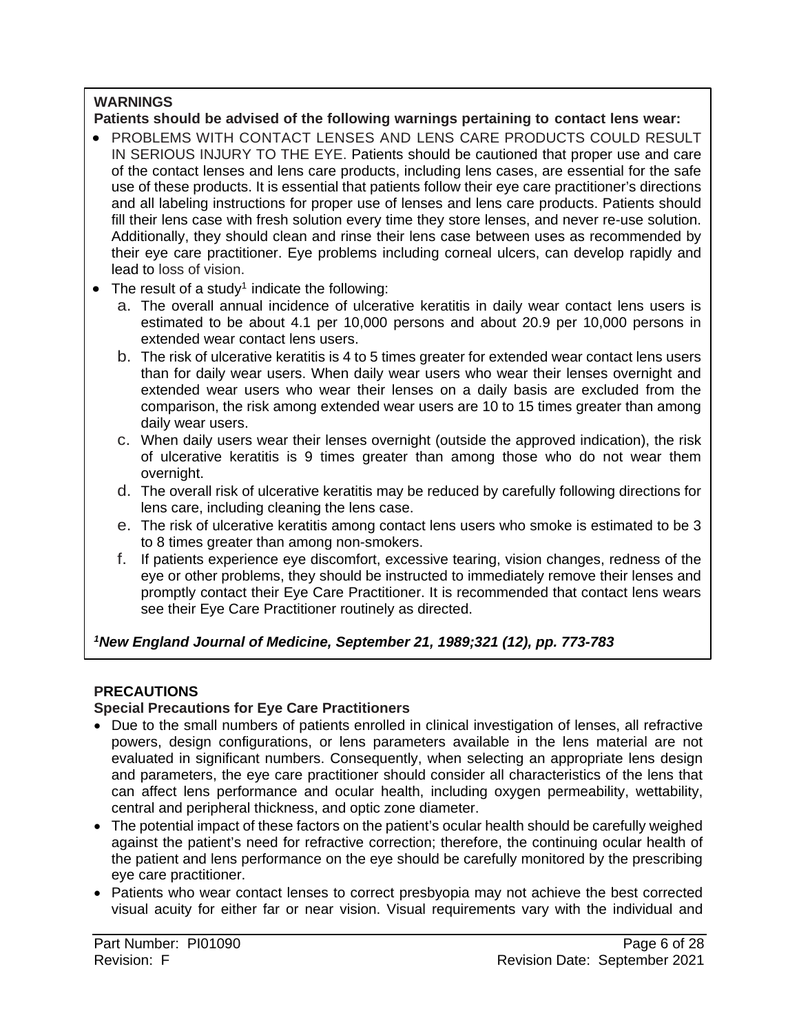## WARNINGS

**Patients should be advised of the following warnings pertaining to contact lens wear:**

- PROBLEMS WITH CONTACT LENSES AND LENS CARE PRODUCTS COULD RESULT IN SERIOUS INJURY TO THE EYE. Patients should be cautioned that proper use and care of the contact lenses and lens care products, including lens cases, are essential for the safe use of these products. It is essential that patients follow their eye care practitioner's directions and all labeling instructions for proper use of lenses and lens care products. Patients should fill their lens case with fresh solution every time they store lenses, and never re-use solution. Additionally, they should clean and rinse their lens case between uses as recommended by their eye care practitioner. Eye problems including corneal ulcers, can develop rapidly and lead to loss of vision.
- The result of a study[1] indicate the following:
  a. The overall annual incidence of ulcerative keratitis in daily wear contact lens users is estimated to be about 4.1 per 10,000 persons and about 20.9 per 10,000 persons in extended wear contact lens users.
  b. The risk of ulcerative keratitis is 4 to 5 times greater for extended wear contact lens users than for daily wear users. When daily wear users who wear their lenses overnight and extended wear users who wear their lenses on a daily basis are excluded from the comparison, the risk among extended wear users are 10 to 15 times greater than among daily wear users.
  c. When daily users wear their lenses overnight (outside the approved indication), the risk of ulcerative keratitis is 9 times greater than among those who do not wear them overnight.
  d. The overall risk of ulcerative keratitis may be reduced by carefully following directions for lens care, including cleaning the lens case.
  e. The risk of ulcerative keratitis among contact lens users who smoke is estimated to be 3 to 8 times greater than among non-smokers.
  f. If patients experience eye discomfort, excessive tearing, vision changes, redness of the eye or other problems, they should be instructed to immediately remove their lenses and promptly contact their Eye Care Practitioner. It is recommended that contact lens wears see their Eye Care Practitioner routinely as directed.

***[1]New England Journal of Medicine, September 21, 1989;321 (12), pp. 773-783***

## PRECAUTIONS

**Special Precautions for Eye Care Practitioners**

- Due to the small numbers of patients enrolled in clinical investigation of lenses, all refractive powers, design configurations, or lens parameters available in the lens material are not evaluated in significant numbers. Consequently, when selecting an appropriate lens design and parameters, the eye care practitioner should consider all characteristics of the lens that can affect lens performance and ocular health, including oxygen permeability, wettability, central and peripheral thickness, and optic zone diameter.
- The potential impact of these factors on the patient's ocular health should be carefully weighed against the patient's need for refractive correction; therefore, the continuing ocular health of the patient and lens performance on the eye should be carefully monitored by the prescribing eye care practitioner.
- Patients who wear contact lenses to correct presbyopia may not achieve the best corrected visual acuity for either far or near vision. Visual requirements vary with the individual and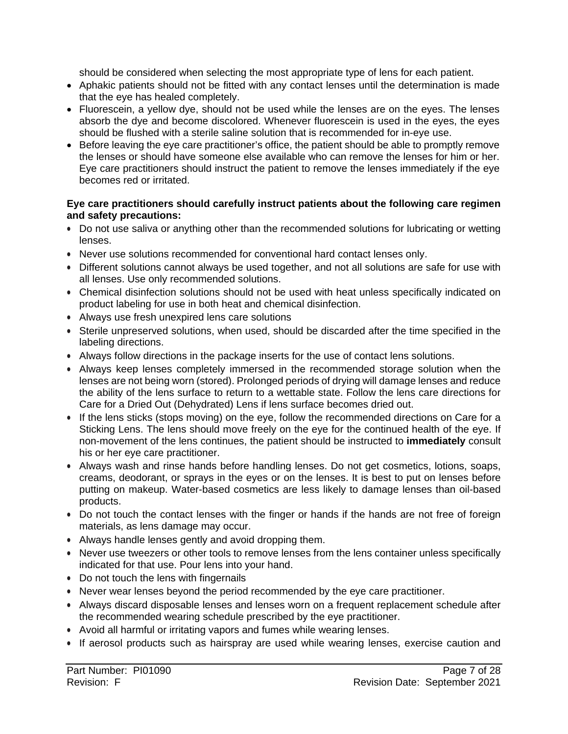should be considered when selecting the most appropriate type of lens for each patient.

- Aphakic patients should not be fitted with any contact lenses until the determination is made that the eye has healed completely.
- Fluorescein, a yellow dye, should not be used while the lenses are on the eyes. The lenses absorb the dye and become discolored. Whenever fluorescein is used in the eyes, the eyes should be flushed with a sterile saline solution that is recommended for in-eye use.
- Before leaving the eye care practitioner's office, the patient should be able to promptly remove the lenses or should have someone else available who can remove the lenses for him or her. Eye care practitioners should instruct the patient to remove the lenses immediately if the eye becomes red or irritated.

**Eye care practitioners should carefully instruct patients about the following care regimen and safety precautions:**

- Do not use saliva or anything other than the recommended solutions for lubricating or wetting lenses.
- Never use solutions recommended for conventional hard contact lenses only.
- Different solutions cannot always be used together, and not all solutions are safe for use with all lenses. Use only recommended solutions.
- Chemical disinfection solutions should not be used with heat unless specifically indicated on product labeling for use in both heat and chemical disinfection.
- Always use fresh unexpired lens care solutions
- Sterile unpreserved solutions, when used, should be discarded after the time specified in the labeling directions.
- Always follow directions in the package inserts for the use of contact lens solutions.
- Always keep lenses completely immersed in the recommended storage solution when the lenses are not being worn (stored). Prolonged periods of drying will damage lenses and reduce the ability of the lens surface to return to a wettable state. Follow the lens care directions for Care for a Dried Out (Dehydrated) Lens if lens surface becomes dried out.
- If the lens sticks (stops moving) on the eye, follow the recommended directions on Care for a Sticking Lens. The lens should move freely on the eye for the continued health of the eye. If non-movement of the lens continues, the patient should be instructed to **immediately** consult his or her eye care practitioner.
- Always wash and rinse hands before handling lenses. Do not get cosmetics, lotions, soaps, creams, deodorant, or sprays in the eyes or on the lenses. It is best to put on lenses before putting on makeup. Water-based cosmetics are less likely to damage lenses than oil-based products.
- Do not touch the contact lenses with the finger or hands if the hands are not free of foreign materials, as lens damage may occur.
- Always handle lenses gently and avoid dropping them.
- Never use tweezers or other tools to remove lenses from the lens container unless specifically indicated for that use. Pour lens into your hand.
- Do not touch the lens with fingernails
- Never wear lenses beyond the period recommended by the eye care practitioner.
- Always discard disposable lenses and lenses worn on a frequent replacement schedule after the recommended wearing schedule prescribed by the eye practitioner.
- Avoid all harmful or irritating vapors and fumes while wearing lenses.
- If aerosol products such as hairspray are used while wearing lenses, exercise caution and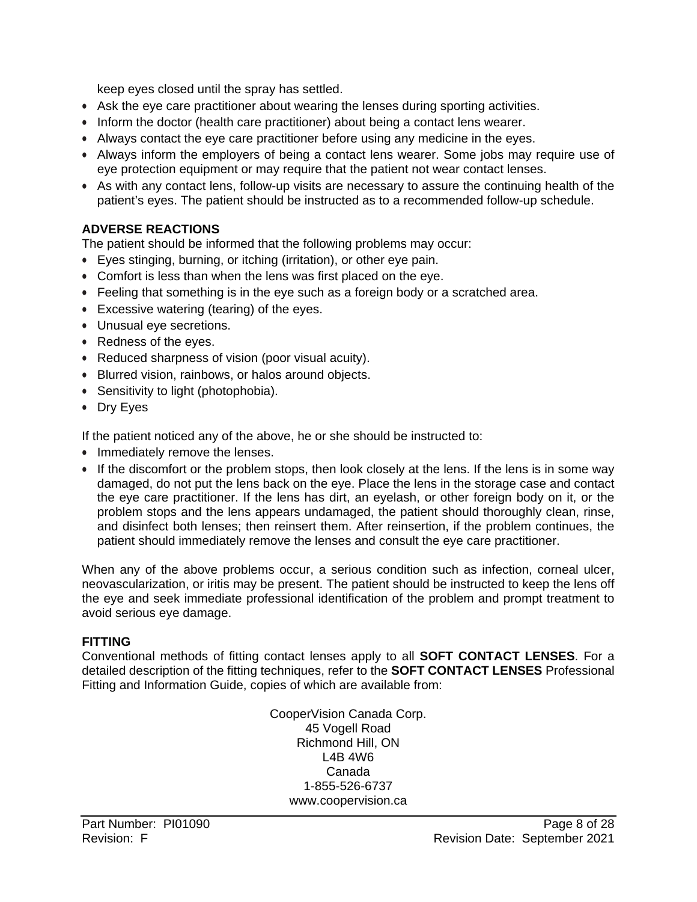keep eyes closed until the spray has settled.

- Ask the eye care practitioner about wearing the lenses during sporting activities.
- Inform the doctor (health care practitioner) about being a contact lens wearer.
- Always contact the eye care practitioner before using any medicine in the eyes.
- Always inform the employers of being a contact lens wearer. Some jobs may require use of eye protection equipment or may require that the patient not wear contact lenses.
- As with any contact lens, follow-up visits are necessary to assure the continuing health of the patient's eyes. The patient should be instructed as to a recommended follow-up schedule.

**ADVERSE REACTIONS**

The patient should be informed that the following problems may occur:

- Eyes stinging, burning, or itching (irritation), or other eye pain.
- Comfort is less than when the lens was first placed on the eye.
- Feeling that something is in the eye such as a foreign body or a scratched area.
- Excessive watering (tearing) of the eyes.
- Unusual eye secretions.
- Redness of the eyes.
- Reduced sharpness of vision (poor visual acuity).
- Blurred vision, rainbows, or halos around objects.
- Sensitivity to light (photophobia).
- Dry Eyes

If the patient noticed any of the above, he or she should be instructed to:

- Immediately remove the lenses.
- If the discomfort or the problem stops, then look closely at the lens. If the lens is in some way damaged, do not put the lens back on the eye. Place the lens in the storage case and contact the eye care practitioner. If the lens has dirt, an eyelash, or other foreign body on it, or the problem stops and the lens appears undamaged, the patient should thoroughly clean, rinse, and disinfect both lenses; then reinsert them. After reinsertion, if the problem continues, the patient should immediately remove the lenses and consult the eye care practitioner.

When any of the above problems occur, a serious condition such as infection, corneal ulcer, neovascularization, or iritis may be present. The patient should be instructed to keep the lens off the eye and seek immediate professional identification of the problem and prompt treatment to avoid serious eye damage.

**FITTING**

Conventional methods of fitting contact lenses apply to all **SOFT CONTACT LENSES**. For a detailed description of the fitting techniques, refer to the **SOFT CONTACT LENSES** Professional Fitting and Information Guide, copies of which are available from:

CooperVision Canada Corp.
45 Vogell Road
Richmond Hill, ON
L4B 4W6
Canada
1-855-526-6737
www.coopervision.ca

Part Number: PI01090
Revision: F
Revision Date: September 2021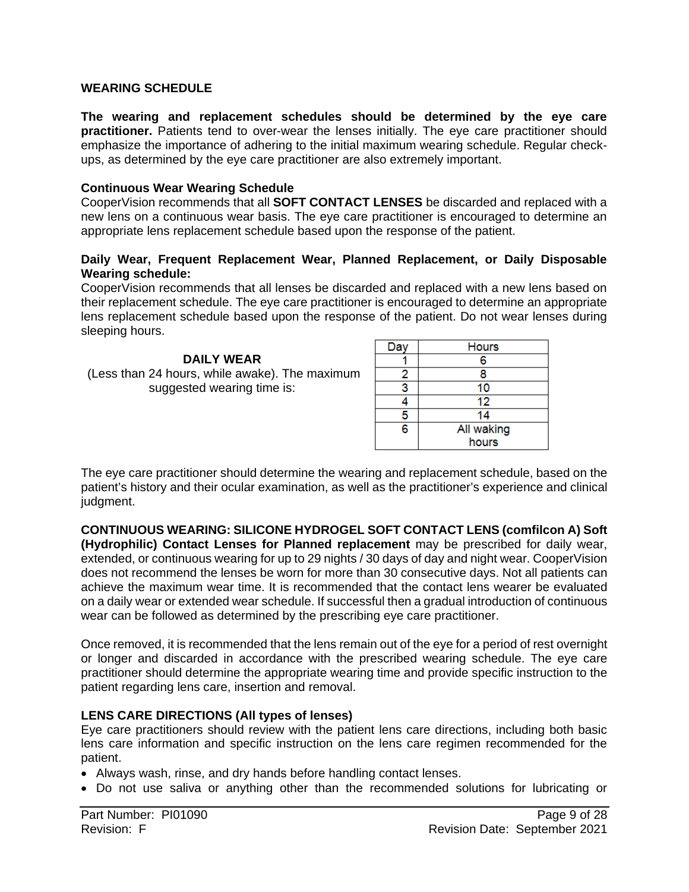## WEARING SCHEDULE

**The wearing and replacement schedules should be determined by the eye care practitioner.** Patients tend to over-wear the lenses initially. The eye care practitioner should emphasize the importance of adhering to the initial maximum wearing schedule. Regular check-ups, as determined by the eye care practitioner are also extremely important.

**Continuous Wear Wearing Schedule**
CooperVision recommends that all **SOFT CONTACT LENSES** be discarded and replaced with a new lens on a continuous wear basis. The eye care practitioner is encouraged to determine an appropriate lens replacement schedule based upon the response of the patient.

**Daily Wear, Frequent Replacement Wear, Planned Replacement, or Daily Disposable Wearing schedule:**
CooperVision recommends that all lenses be discarded and replaced with a new lens based on their replacement schedule. The eye care practitioner is encouraged to determine an appropriate lens replacement schedule based upon the response of the patient. Do not wear lenses during sleeping hours.

**DAILY WEAR**
(Less than 24 hours, while awake). The maximum suggested wearing time is:

| Day | Hours |
|---|---|
| 1 | 6 |
| 2 | 8 |
| 3 | 10 |
| 4 | 12 |
| 5 | 14 |
| 6 | All waking hours |

The eye care practitioner should determine the wearing and replacement schedule, based on the patient's history and their ocular examination, as well as the practitioner's experience and clinical judgment.

**CONTINUOUS WEARING: SILICONE HYDROGEL SOFT CONTACT LENS (comfilcon A) Soft (Hydrophilic) Contact Lenses for Planned replacement** may be prescribed for daily wear, extended, or continuous wearing for up to 29 nights / 30 days of day and night wear. CooperVision does not recommend the lenses be worn for more than 30 consecutive days. Not all patients can achieve the maximum wear time. It is recommended that the contact lens wearer be evaluated on a daily wear or extended wear schedule. If successful then a gradual introduction of continuous wear can be followed as determined by the prescribing eye care practitioner.

Once removed, it is recommended that the lens remain out of the eye for a period of rest overnight or longer and discarded in accordance with the prescribed wearing schedule. The eye care practitioner should determine the appropriate wearing time and provide specific instruction to the patient regarding lens care, insertion and removal.

**LENS CARE DIRECTIONS (All types of lenses)**
Eye care practitioners should review with the patient lens care directions, including both basic lens care information and specific instruction on the lens care regimen recommended for the patient.

- Always wash, rinse, and dry hands before handling contact lenses.
- Do not use saliva or anything other than the recommended solutions for lubricating or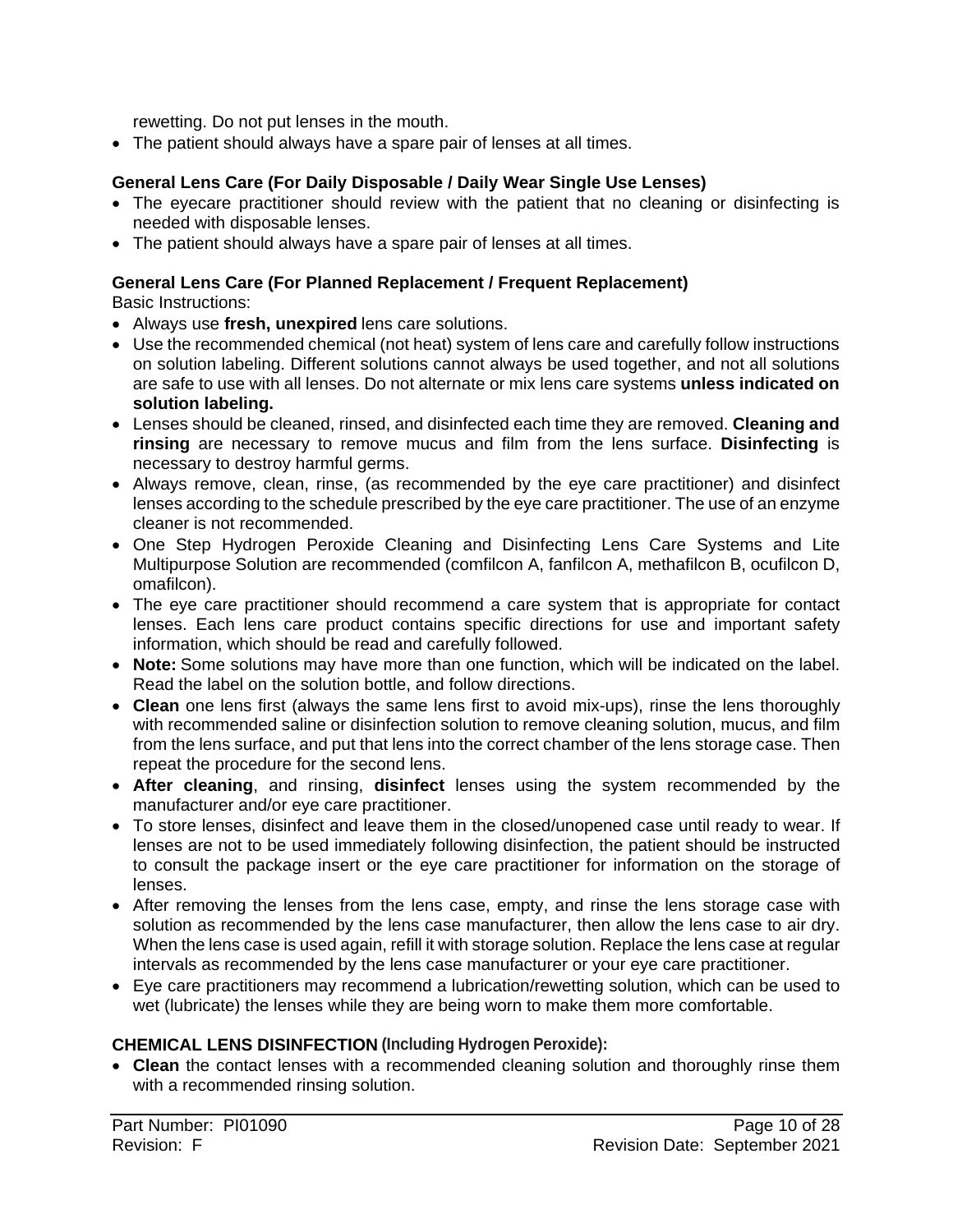rewetting. Do not put lenses in the mouth.
- The patient should always have a spare pair of lenses at all times.

**General Lens Care (For Daily Disposable / Daily Wear Single Use Lenses)**
- The eyecare practitioner should review with the patient that no cleaning or disinfecting is needed with disposable lenses.
- The patient should always have a spare pair of lenses at all times.

**General Lens Care (For Planned Replacement / Frequent Replacement)**
Basic Instructions:
- Always use **fresh, unexpired** lens care solutions.
- Use the recommended chemical (not heat) system of lens care and carefully follow instructions on solution labeling. Different solutions cannot always be used together, and not all solutions are safe to use with all lenses. Do not alternate or mix lens care systems **unless indicated on solution labeling.**
- Lenses should be cleaned, rinsed, and disinfected each time they are removed. **Cleaning and rinsing** are necessary to remove mucus and film from the lens surface. **Disinfecting** is necessary to destroy harmful germs.
- Always remove, clean, rinse, (as recommended by the eye care practitioner) and disinfect lenses according to the schedule prescribed by the eye care practitioner. The use of an enzyme cleaner is not recommended.
- One Step Hydrogen Peroxide Cleaning and Disinfecting Lens Care Systems and Lite Multipurpose Solution are recommended (comfilcon A, fanfilcon A, methafilcon B, ocufilcon D, omafilcon).
- The eye care practitioner should recommend a care system that is appropriate for contact lenses. Each lens care product contains specific directions for use and important safety information, which should be read and carefully followed.
- **Note:** Some solutions may have more than one function, which will be indicated on the label. Read the label on the solution bottle, and follow directions.
- **Clean** one lens first (always the same lens first to avoid mix-ups), rinse the lens thoroughly with recommended saline or disinfection solution to remove cleaning solution, mucus, and film from the lens surface, and put that lens into the correct chamber of the lens storage case. Then repeat the procedure for the second lens.
- **After cleaning**, and rinsing, **disinfect** lenses using the system recommended by the manufacturer and/or eye care practitioner.
- To store lenses, disinfect and leave them in the closed/unopened case until ready to wear. If lenses are not to be used immediately following disinfection, the patient should be instructed to consult the package insert or the eye care practitioner for information on the storage of lenses.
- After removing the lenses from the lens case, empty, and rinse the lens storage case with solution as recommended by the lens case manufacturer, then allow the lens case to air dry. When the lens case is used again, refill it with storage solution. Replace the lens case at regular intervals as recommended by the lens case manufacturer or your eye care practitioner.
- Eye care practitioners may recommend a lubrication/rewetting solution, which can be used to wet (lubricate) the lenses while they are being worn to make them more comfortable.

**CHEMICAL LENS DISINFECTION (Including Hydrogen Peroxide):**
- **Clean** the contact lenses with a recommended cleaning solution and thoroughly rinse them with a recommended rinsing solution.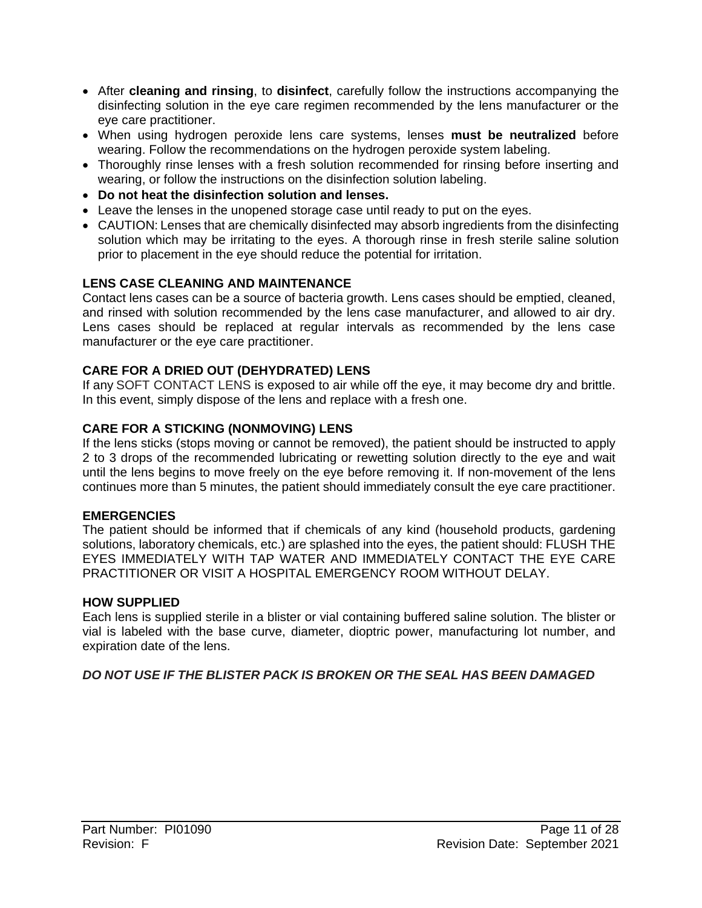- After **cleaning and rinsing**, to **disinfect**, carefully follow the instructions accompanying the disinfecting solution in the eye care regimen recommended by the lens manufacturer or the eye care practitioner.
- When using hydrogen peroxide lens care systems, lenses **must be neutralized** before wearing. Follow the recommendations on the hydrogen peroxide system labeling.
- Thoroughly rinse lenses with a fresh solution recommended for rinsing before inserting and wearing, or follow the instructions on the disinfection solution labeling.
- **Do not heat the disinfection solution and lenses.**
- Leave the lenses in the unopened storage case until ready to put on the eyes.
- CAUTION: Lenses that are chemically disinfected may absorb ingredients from the disinfecting solution which may be irritating to the eyes. A thorough rinse in fresh sterile saline solution prior to placement in the eye should reduce the potential for irritation.

**LENS CASE CLEANING AND MAINTENANCE**

Contact lens cases can be a source of bacteria growth. Lens cases should be emptied, cleaned, and rinsed with solution recommended by the lens case manufacturer, and allowed to air dry. Lens cases should be replaced at regular intervals as recommended by the lens case manufacturer or the eye care practitioner.

**CARE FOR A DRIED OUT (DEHYDRATED) LENS**

If any SOFT CONTACT LENS is exposed to air while off the eye, it may become dry and brittle. In this event, simply dispose of the lens and replace with a fresh one.

**CARE FOR A STICKING (NONMOVING) LENS**

If the lens sticks (stops moving or cannot be removed), the patient should be instructed to apply 2 to 3 drops of the recommended lubricating or rewetting solution directly to the eye and wait until the lens begins to move freely on the eye before removing it. If non-movement of the lens continues more than 5 minutes, the patient should immediately consult the eye care practitioner.

**EMERGENCIES**

The patient should be informed that if chemicals of any kind (household products, gardening solutions, laboratory chemicals, etc.) are splashed into the eyes, the patient should: FLUSH THE EYES IMMEDIATELY WITH TAP WATER AND IMMEDIATELY CONTACT THE EYE CARE PRACTITIONER OR VISIT A HOSPITAL EMERGENCY ROOM WITHOUT DELAY.

**HOW SUPPLIED**

Each lens is supplied sterile in a blister or vial containing buffered saline solution. The blister or vial is labeled with the base curve, diameter, dioptric power, manufacturing lot number, and expiration date of the lens.

***DO NOT USE IF THE BLISTER PACK IS BROKEN OR THE SEAL HAS BEEN DAMAGED***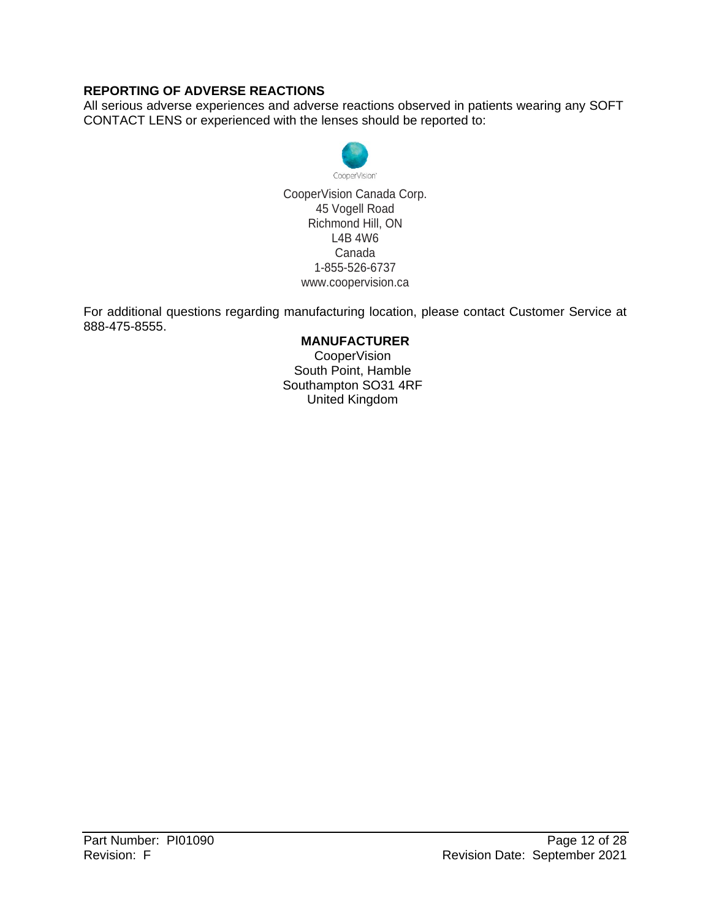## REPORTING OF ADVERSE REACTIONS

All serious adverse experiences and adverse reactions observed in patients wearing any SOFT CONTACT LENS or experienced with the lenses should be reported to:

CooperVision Canada Corp.
45 Vogell Road
Richmond Hill, ON
L4B 4W6
Canada
1-855-526-6737
www.coopervision.ca

For additional questions regarding manufacturing location, please contact Customer Service at 888-475-8555.

**MANUFACTURER**

CooperVision
South Point, Hamble
Southampton SO31 4RF
United Kingdom

Part Number: PI01090
Revision: F
Revision Date: September 2021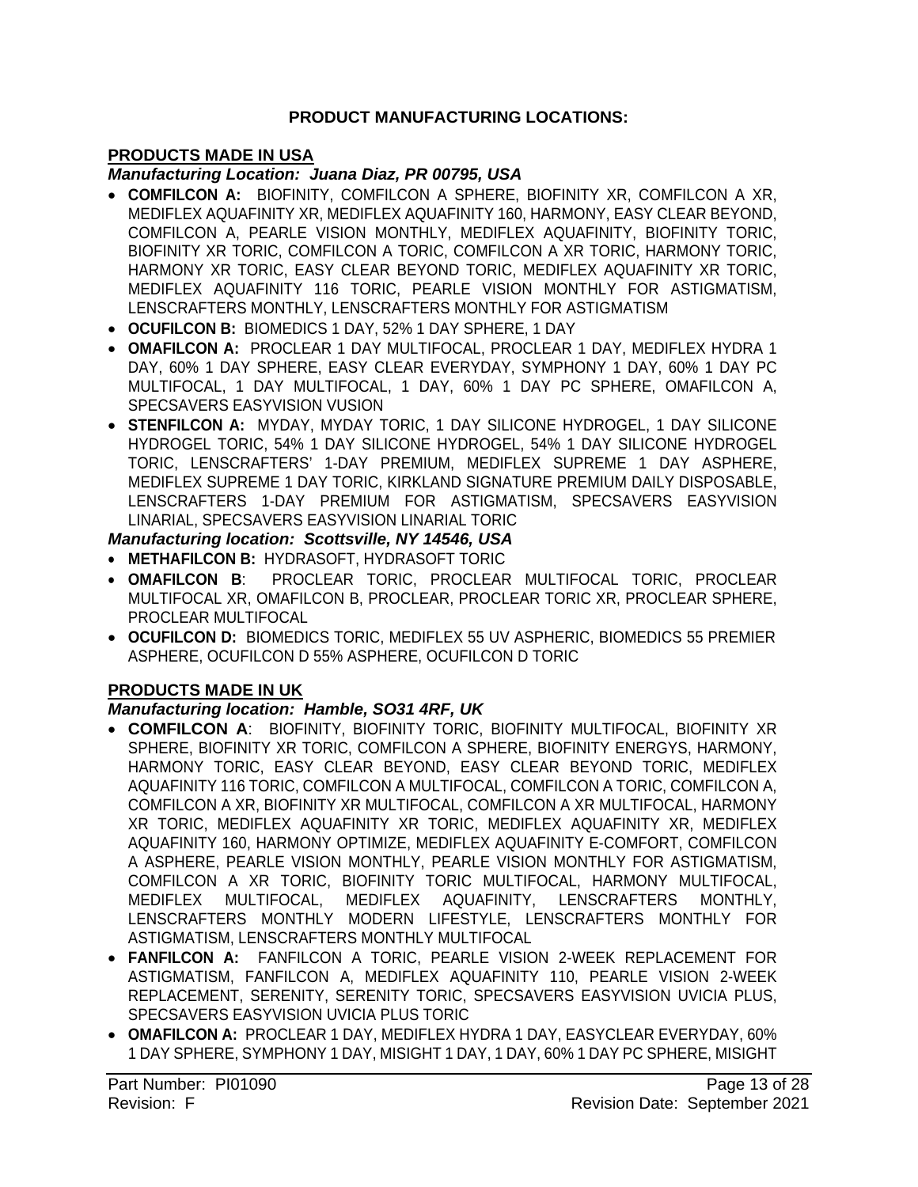**PRODUCT MANUFACTURING LOCATIONS:**

**PRODUCTS MADE IN USA**

***Manufacturing Location: Juana Diaz, PR 00795, USA***

- **COMFILCON A:** BIOFINITY, COMFILCON A SPHERE, BIOFINITY XR, COMFILCON A XR, MEDIFLEX AQUAFINITY XR, MEDIFLEX AQUAFINITY 160, HARMONY, EASY CLEAR BEYOND, COMFILCON A, PEARLE VISION MONTHLY, MEDIFLEX AQUAFINITY, BIOFINITY TORIC, BIOFINITY XR TORIC, COMFILCON A TORIC, COMFILCON A XR TORIC, HARMONY TORIC, HARMONY XR TORIC, EASY CLEAR BEYOND TORIC, MEDIFLEX AQUAFINITY XR TORIC, MEDIFLEX AQUAFINITY 116 TORIC, PEARLE VISION MONTHLY FOR ASTIGMATISM, LENSCRAFTERS MONTHLY, LENSCRAFTERS MONTHLY FOR ASTIGMATISM
- **OCUFILCON B:** BIOMEDICS 1 DAY, 52% 1 DAY SPHERE, 1 DAY
- **OMAFILCON A:** PROCLEAR 1 DAY MULTIFOCAL, PROCLEAR 1 DAY, MEDIFLEX HYDRA 1 DAY, 60% 1 DAY SPHERE, EASY CLEAR EVERYDAY, SYMPHONY 1 DAY, 60% 1 DAY PC MULTIFOCAL, 1 DAY MULTIFOCAL, 1 DAY, 60% 1 DAY PC SPHERE, OMAFILCON A, SPECSAVERS EASYVISION VUSION
- **STENFILCON A:** MYDAY, MYDAY TORIC, 1 DAY SILICONE HYDROGEL, 1 DAY SILICONE HYDROGEL TORIC, 54% 1 DAY SILICONE HYDROGEL, 54% 1 DAY SILICONE HYDROGEL TORIC, LENSCRAFTERS' 1-DAY PREMIUM, MEDIFLEX SUPREME 1 DAY ASPHERE, MEDIFLEX SUPREME 1 DAY TORIC, KIRKLAND SIGNATURE PREMIUM DAILY DISPOSABLE, LENSCRAFTERS 1-DAY PREMIUM FOR ASTIGMATISM, SPECSAVERS EASYVISION LINARIAL, SPECSAVERS EASYVISION LINARIAL TORIC

***Manufacturing location: Scottsville, NY 14546, USA***

- **METHAFILCON B:** HYDRASOFT, HYDRASOFT TORIC
- **OMAFILCON B**: PROCLEAR TORIC, PROCLEAR MULTIFOCAL TORIC, PROCLEAR MULTIFOCAL XR, OMAFILCON B, PROCLEAR, PROCLEAR TORIC XR, PROCLEAR SPHERE, PROCLEAR MULTIFOCAL
- **OCUFILCON D:** BIOMEDICS TORIC, MEDIFLEX 55 UV ASPHERIC, BIOMEDICS 55 PREMIER ASPHERE, OCUFILCON D 55% ASPHERE, OCUFILCON D TORIC

**PRODUCTS MADE IN UK**

***Manufacturing location: Hamble, SO31 4RF, UK***

- **COMFILCON A**: BIOFINITY, BIOFINITY TORIC, BIOFINITY MULTIFOCAL, BIOFINITY XR SPHERE, BIOFINITY XR TORIC, COMFILCON A SPHERE, BIOFINITY ENERGYS, HARMONY, HARMONY TORIC, EASY CLEAR BEYOND, EASY CLEAR BEYOND TORIC, MEDIFLEX AQUAFINITY 116 TORIC, COMFILCON A MULTIFOCAL, COMFILCON A TORIC, COMFILCON A, COMFILCON A XR, BIOFINITY XR MULTIFOCAL, COMFILCON A XR MULTIFOCAL, HARMONY XR TORIC, MEDIFLEX AQUAFINITY XR TORIC, MEDIFLEX AQUAFINITY XR, MEDIFLEX AQUAFINITY 160, HARMONY OPTIMIZE, MEDIFLEX AQUAFINITY E-COMFORT, COMFILCON A ASPHERE, PEARLE VISION MONTHLY, PEARLE VISION MONTHLY FOR ASTIGMATISM, COMFILCON A XR TORIC, BIOFINITY TORIC MULTIFOCAL, HARMONY MULTIFOCAL, MEDIFLEX MULTIFOCAL, MEDIFLEX AQUAFINITY, LENSCRAFTERS MONTHLY, LENSCRAFTERS MONTHLY MODERN LIFESTYLE, LENSCRAFTERS MONTHLY FOR ASTIGMATISM, LENSCRAFTERS MONTHLY MULTIFOCAL
- **FANFILCON A:** FANFILCON A TORIC, PEARLE VISION 2-WEEK REPLACEMENT FOR ASTIGMATISM, FANFILCON A, MEDIFLEX AQUAFINITY 110, PEARLE VISION 2-WEEK REPLACEMENT, SERENITY, SERENITY TORIC, SPECSAVERS EASYVISION UVICIA PLUS, SPECSAVERS EASYVISION UVICIA PLUS TORIC
- **OMAFILCON A:** PROCLEAR 1 DAY, MEDIFLEX HYDRA 1 DAY, EASYCLEAR EVERYDAY, 60% 1 DAY SPHERE, SYMPHONY 1 DAY, MISIGHT 1 DAY, 1 DAY, 60% 1 DAY PC SPHERE, MISIGHT

Part Number: PI01090
Revision: F
Revision Date: September 2021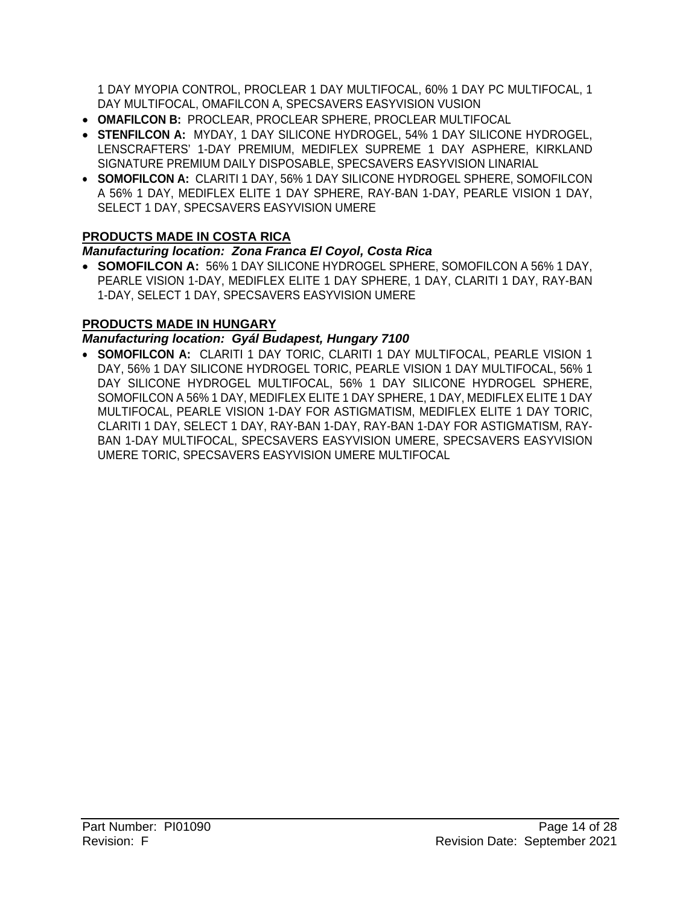1 DAY MYOPIA CONTROL, PROCLEAR 1 DAY MULTIFOCAL, 60% 1 DAY PC MULTIFOCAL, 1 DAY MULTIFOCAL, OMAFILCON A, SPECSAVERS EASYVISION VUSION

- **OMAFILCON B:** PROCLEAR, PROCLEAR SPHERE, PROCLEAR MULTIFOCAL
- **STENFILCON A:** MYDAY, 1 DAY SILICONE HYDROGEL, 54% 1 DAY SILICONE HYDROGEL, LENSCRAFTERS' 1-DAY PREMIUM, MEDIFLEX SUPREME 1 DAY ASPHERE, KIRKLAND SIGNATURE PREMIUM DAILY DISPOSABLE, SPECSAVERS EASYVISION LINARIAL
- **SOMOFILCON A:** CLARITI 1 DAY, 56% 1 DAY SILICONE HYDROGEL SPHERE, SOMOFILCON A 56% 1 DAY, MEDIFLEX ELITE 1 DAY SPHERE, RAY-BAN 1-DAY, PEARLE VISION 1 DAY, SELECT 1 DAY, SPECSAVERS EASYVISION UMERE

**PRODUCTS MADE IN COSTA RICA**

***Manufacturing location: Zona Franca El Coyol, Costa Rica***

- **SOMOFILCON A:** 56% 1 DAY SILICONE HYDROGEL SPHERE, SOMOFILCON A 56% 1 DAY, PEARLE VISION 1-DAY, MEDIFLEX ELITE 1 DAY SPHERE, 1 DAY, CLARITI 1 DAY, RAY-BAN 1-DAY, SELECT 1 DAY, SPECSAVERS EASYVISION UMERE

**PRODUCTS MADE IN HUNGARY**

***Manufacturing location: Gyál Budapest, Hungary 7100***

- **SOMOFILCON A:** CLARITI 1 DAY TORIC, CLARITI 1 DAY MULTIFOCAL, PEARLE VISION 1 DAY, 56% 1 DAY SILICONE HYDROGEL TORIC, PEARLE VISION 1 DAY MULTIFOCAL, 56% 1 DAY SILICONE HYDROGEL MULTIFOCAL, 56% 1 DAY SILICONE HYDROGEL SPHERE, SOMOFILCON A 56% 1 DAY, MEDIFLEX ELITE 1 DAY SPHERE, 1 DAY, MEDIFLEX ELITE 1 DAY MULTIFOCAL, PEARLE VISION 1-DAY FOR ASTIGMATISM, MEDIFLEX ELITE 1 DAY TORIC, CLARITI 1 DAY, SELECT 1 DAY, RAY-BAN 1-DAY, RAY-BAN 1-DAY FOR ASTIGMATISM, RAY-BAN 1-DAY MULTIFOCAL, SPECSAVERS EASYVISION UMERE, SPECSAVERS EASYVISION UMERE TORIC, SPECSAVERS EASYVISION UMERE MULTIFOCAL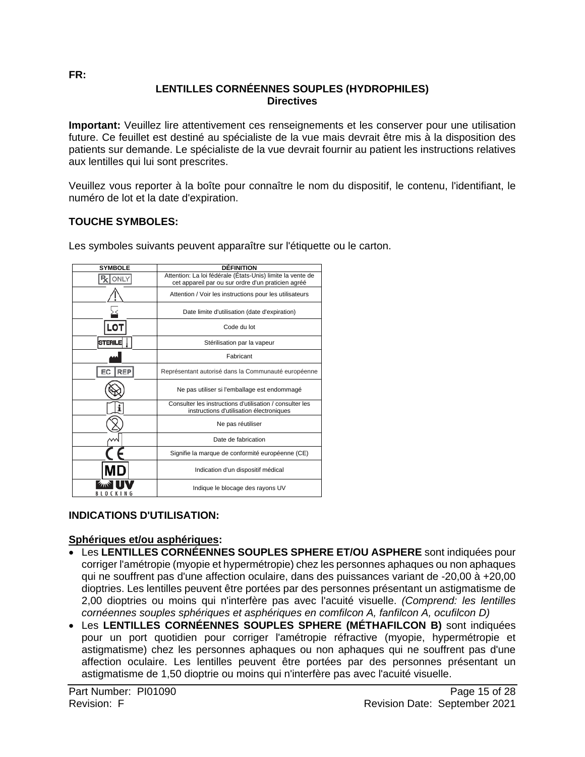**FR:**

## LENTILLES CORNÉENNES SOUPLES (HYDROPHILES)
## Directives

**Important:** Veuillez lire attentivement ces renseignements et les conserver pour une utilisation future. Ce feuillet est destiné au spécialiste de la vue mais devrait être mis à la disposition des patients sur demande. Le spécialiste de la vue devrait fournir au patient les instructions relatives aux lentilles qui lui sont prescrites.

Veuillez vous reporter à la boîte pour connaître le nom du dispositif, le contenu, l'identifiant, le numéro de lot et la date d'expiration.

### TOUCHE SYMBOLES:

Les symboles suivants peuvent apparaître sur l'étiquette ou le carton.

| SYMBOLE | DÉFINITION |
|---|---|
| Rx ONLY | Attention: La loi fédérale (États-Unis) limite la vente de cet appareil par ou sur ordre d'un praticien agréé |
| ⚠ | Attention / Voir les instructions pour les utilisateurs |
| ⧗ | Date limite d'utilisation (date d'expiration) |
| LOT | Code du lot |
| STERILE | Stérilisation par la vapeur |
| | Fabricant |
| EC REP | Représentant autorisé dans la Communauté européenne |
| | Ne pas utiliser si l'emballage est endommagé |
| i | Consulter les instructions d'utilisation / consulter les instructions d'utilisation électroniques |
| | Ne pas réutiliser |
| | Date de fabrication |
| CE | Signifie la marque de conformité européenne (CE) |
| MD | Indication d'un dispositif médical |
| UV BLOCKING | Indique le blocage des rayons UV |

### INDICATIONS D'UTILISATION:

**Sphériques et/ou asphériques:**

- Les **LENTILLES CORNÉENNES SOUPLES SPHERE ET/OU ASPHERE** sont indiquées pour corriger l'amétropie (myopie et hypermétropie) chez les personnes aphaques ou non aphaques qui ne souffrent pas d'une affection oculaire, dans des puissances variant de -20,00 à +20,00 dioptries. Les lentilles peuvent être portées par des personnes présentant un astigmatisme de 2,00 dioptries ou moins qui n'interfère pas avec l'acuité visuelle. *(Comprend: les lentilles cornéennes souples sphériques et asphériques en comfilcon A, fanfilcon A, ocufilcon D)*
- Les **LENTILLES CORNÉENNES SOUPLES SPHERE (MÉTHAFILCON B)** sont indiquées pour un port quotidien pour corriger l'amétropie réfractive (myopie, hypermétropie et astigmatisme) chez les personnes aphaques ou non aphaques qui ne souffrent pas d'une affection oculaire. Les lentilles peuvent être portées par des personnes présentant un astigmatisme de 1,50 dioptrie ou moins qui n'interfère pas avec l'acuité visuelle.

Part Number: PI01090
Revision: F
Revision Date: September 2021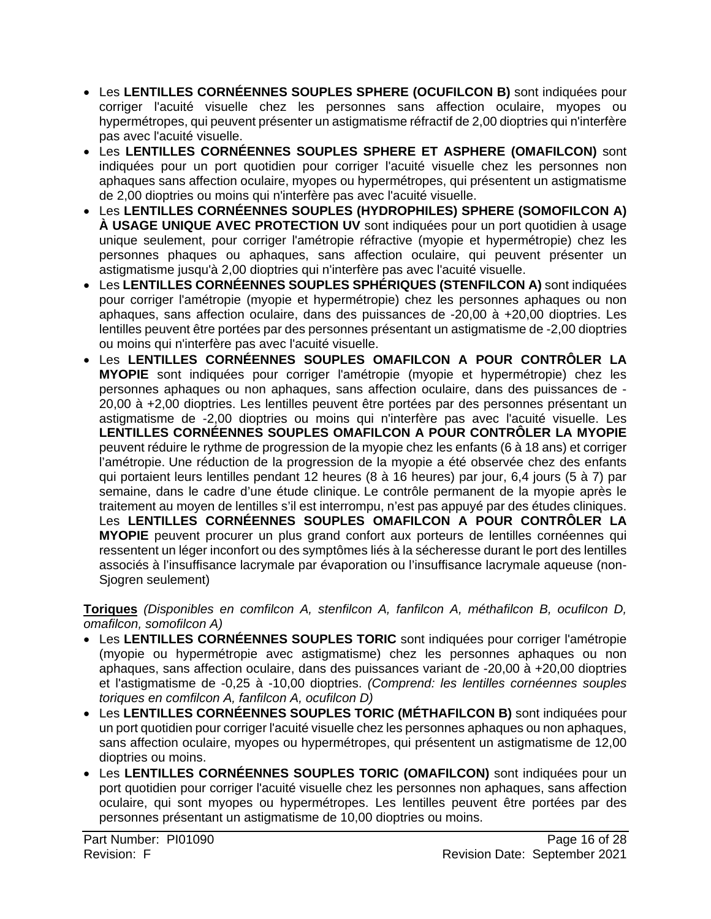- Les **LENTILLES CORNÉENNES SOUPLES SPHERE (OCUFILCON B)** sont indiquées pour corriger l'acuité visuelle chez les personnes sans affection oculaire, myopes ou hypermétropes, qui peuvent présenter un astigmatisme réfractif de 2,00 dioptries qui n'interfère pas avec l'acuité visuelle.
- Les **LENTILLES CORNÉENNES SOUPLES SPHERE ET ASPHERE (OMAFILCON)** sont indiquées pour un port quotidien pour corriger l'acuité visuelle chez les personnes non aphaques sans affection oculaire, myopes ou hypermétropes, qui présentent un astigmatisme de 2,00 dioptries ou moins qui n'interfère pas avec l'acuité visuelle.
- Les **LENTILLES CORNÉENNES SOUPLES (HYDROPHILES) SPHERE (SOMOFILCON A) À USAGE UNIQUE AVEC PROTECTION UV** sont indiquées pour un port quotidien à usage unique seulement, pour corriger l'amétropie réfractive (myopie et hypermétropie) chez les personnes phaques ou aphaques, sans affection oculaire, qui peuvent présenter un astigmatisme jusqu'à 2,00 dioptries qui n'interfère pas avec l'acuité visuelle.
- Les **LENTILLES CORNÉENNES SOUPLES SPHÉRIQUES (STENFILCON A)** sont indiquées pour corriger l'amétropie (myopie et hypermétropie) chez les personnes aphaques ou non aphaques, sans affection oculaire, dans des puissances de -20,00 à +20,00 dioptries. Les lentilles peuvent être portées par des personnes présentant un astigmatisme de -2,00 dioptries ou moins qui n'interfère pas avec l'acuité visuelle.
- Les **LENTILLES CORNÉENNES SOUPLES OMAFILCON A POUR CONTRÔLER LA MYOPIE** sont indiquées pour corriger l'amétropie (myopie et hypermétropie) chez les personnes aphaques ou non aphaques, sans affection oculaire, dans des puissances de -20,00 à +2,00 dioptries. Les lentilles peuvent être portées par des personnes présentant un astigmatisme de -2,00 dioptries ou moins qui n'interfère pas avec l'acuité visuelle. Les **LENTILLES CORNÉENNES SOUPLES OMAFILCON A POUR CONTRÔLER LA MYOPIE** peuvent réduire le rythme de progression de la myopie chez les enfants (6 à 18 ans) et corriger l'amétropie. Une réduction de la progression de la myopie a été observée chez des enfants qui portaient leurs lentilles pendant 12 heures (8 à 16 heures) par jour, 6,4 jours (5 à 7) par semaine, dans le cadre d'une étude clinique. Le contrôle permanent de la myopie après le traitement au moyen de lentilles s'il est interrompu, n'est pas appuyé par des études cliniques. Les **LENTILLES CORNÉENNES SOUPLES OMAFILCON A POUR CONTRÔLER LA MYOPIE** peuvent procurer un plus grand confort aux porteurs de lentilles cornéennes qui ressentent un léger inconfort ou des symptômes liés à la sécheresse durant le port des lentilles associés à l'insuffisance lacrymale par évaporation ou l'insuffisance lacrymale aqueuse (non-Sjogren seulement)

**Toriques** *(Disponibles en comfilcon A, stenfilcon A, fanfilcon A, méthafilcon B, ocufilcon D, omafilcon, somofilcon A)*

- Les **LENTILLES CORNÉENNES SOUPLES TORIC** sont indiquées pour corriger l'amétropie (myopie ou hypermétropie avec astigmatisme) chez les personnes aphaques ou non aphaques, sans affection oculaire, dans des puissances variant de -20,00 à +20,00 dioptries et l'astigmatisme de -0,25 à -10,00 dioptries. *(Comprend: les lentilles cornéennes souples toriques en comfilcon A, fanfilcon A, ocufilcon D)*
- Les **LENTILLES CORNÉENNES SOUPLES TORIC (MÉTHAFILCON B)** sont indiquées pour un port quotidien pour corriger l'acuité visuelle chez les personnes aphaques ou non aphaques, sans affection oculaire, myopes ou hypermétropes, qui présentent un astigmatisme de 12,00 dioptries ou moins.
- Les **LENTILLES CORNÉENNES SOUPLES TORIC (OMAFILCON)** sont indiquées pour un port quotidien pour corriger l'acuité visuelle chez les personnes non aphaques, sans affection oculaire, qui sont myopes ou hypermétropes. Les lentilles peuvent être portées par des personnes présentant un astigmatisme de 10,00 dioptries ou moins.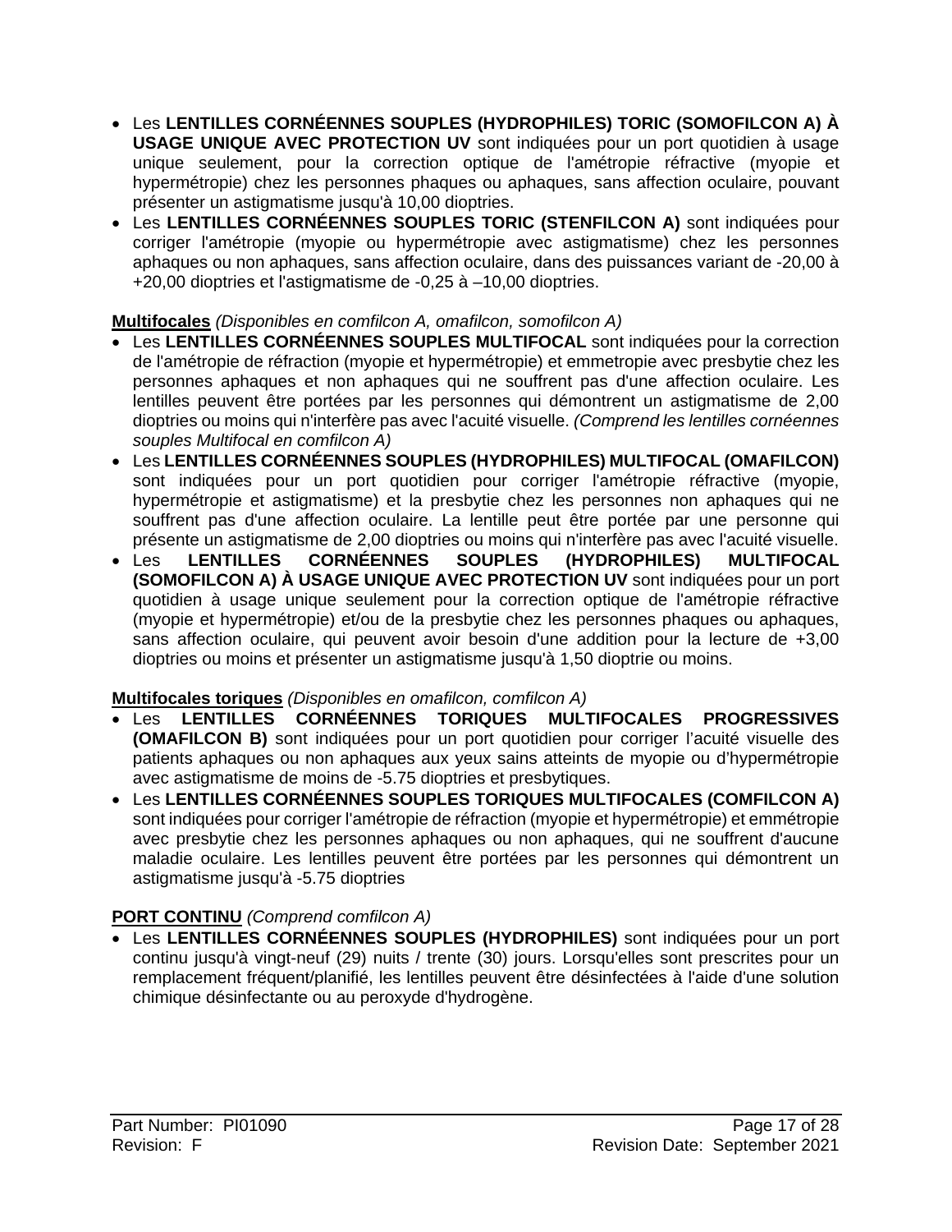- Les **LENTILLES CORNÉENNES SOUPLES (HYDROPHILES) TORIC (SOMOFILCON A) À USAGE UNIQUE AVEC PROTECTION UV** sont indiquées pour un port quotidien à usage unique seulement, pour la correction optique de l'amétropie réfractive (myopie et hypermétropie) chez les personnes phaques ou aphaques, sans affection oculaire, pouvant présenter un astigmatisme jusqu'à 10,00 dioptries.
- Les **LENTILLES CORNÉENNES SOUPLES TORIC (STENFILCON A)** sont indiquées pour corriger l'amétropie (myopie ou hypermétropie avec astigmatisme) chez les personnes aphaques ou non aphaques, sans affection oculaire, dans des puissances variant de -20,00 à +20,00 dioptries et l'astigmatisme de -0,25 à –10,00 dioptries.

**Multifocales** *(Disponibles en comfilcon A, omafilcon, somofilcon A)*

- Les **LENTILLES CORNÉENNES SOUPLES MULTIFOCAL** sont indiquées pour la correction de l'amétropie de réfraction (myopie et hypermétropie) et emmetropie avec presbytie chez les personnes aphaques et non aphaques qui ne souffrent pas d'une affection oculaire. Les lentilles peuvent être portées par les personnes qui démontrent un astigmatisme de 2,00 dioptries ou moins qui n'interfère pas avec l'acuité visuelle. *(Comprend les lentilles cornéennes souples Multifocal en comfilcon A)*
- Les **LENTILLES CORNÉENNES SOUPLES (HYDROPHILES) MULTIFOCAL (OMAFILCON)** sont indiquées pour un port quotidien pour corriger l'amétropie réfractive (myopie, hypermétropie et astigmatisme) et la presbytie chez les personnes non aphaques qui ne souffrent pas d'une affection oculaire. La lentille peut être portée par une personne qui présente un astigmatisme de 2,00 dioptries ou moins qui n'interfère pas avec l'acuité visuelle.
- Les **LENTILLES CORNÉENNES SOUPLES (HYDROPHILES) MULTIFOCAL (SOMOFILCON A) À USAGE UNIQUE AVEC PROTECTION UV** sont indiquées pour un port quotidien à usage unique seulement pour la correction optique de l'amétropie réfractive (myopie et hypermétropie) et/ou de la presbytie chez les personnes phaques ou aphaques, sans affection oculaire, qui peuvent avoir besoin d'une addition pour la lecture de +3,00 dioptries ou moins et présenter un astigmatisme jusqu'à 1,50 dioptrie ou moins.

**Multifocales toriques** *(Disponibles en omafilcon, comfilcon A)*

- Les **LENTILLES CORNÉENNES TORIQUES MULTIFOCALES PROGRESSIVES (OMAFILCON B)** sont indiquées pour un port quotidien pour corriger l'acuité visuelle des patients aphaques ou non aphaques aux yeux sains atteints de myopie ou d'hypermétropie avec astigmatisme de moins de -5.75 dioptries et presbytiques.
- Les **LENTILLES CORNÉENNES SOUPLES TORIQUES MULTIFOCALES (COMFILCON A)** sont indiquées pour corriger l'amétropie de réfraction (myopie et hypermétropie) et emmétropie avec presbytie chez les personnes aphaques ou non aphaques, qui ne souffrent d'aucune maladie oculaire. Les lentilles peuvent être portées par les personnes qui démontrent un astigmatisme jusqu'à -5.75 dioptries

**PORT CONTINU** *(Comprend comfilcon A)*

- Les **LENTILLES CORNÉENNES SOUPLES (HYDROPHILES)** sont indiquées pour un port continu jusqu'à vingt-neuf (29) nuits / trente (30) jours. Lorsqu'elles sont prescrites pour un remplacement fréquent/planifié, les lentilles peuvent être désinfectées à l'aide d'une solution chimique désinfectante ou au peroxyde d'hydrogène.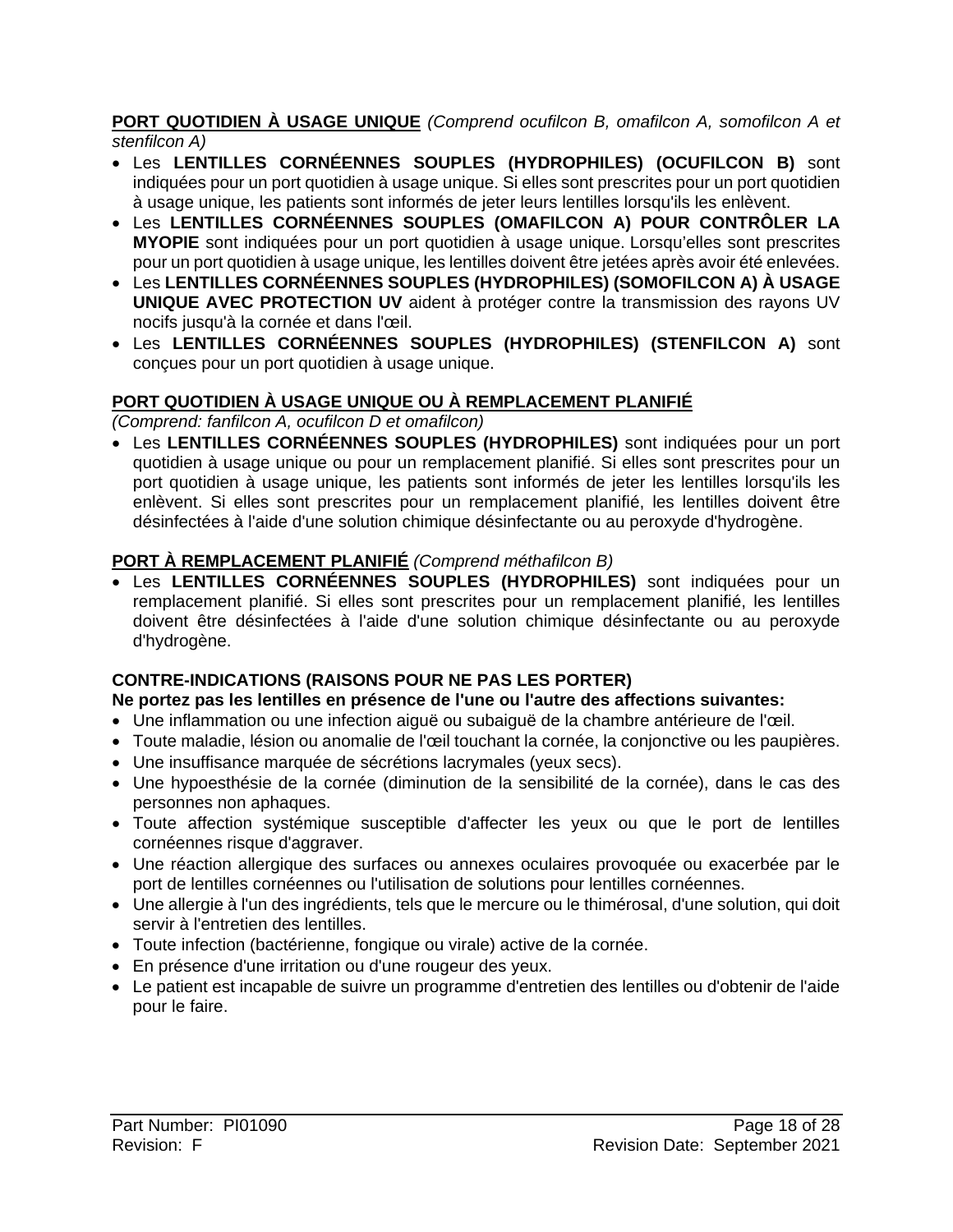**PORT QUOTIDIEN À USAGE UNIQUE** *(Comprend ocufilcon B, omafilcon A, somofilcon A et stenfilcon A)*

- Les **LENTILLES CORNÉENNES SOUPLES (HYDROPHILES) (OCUFILCON B)** sont indiquées pour un port quotidien à usage unique. Si elles sont prescrites pour un port quotidien à usage unique, les patients sont informés de jeter leurs lentilles lorsqu'ils les enlèvent.
- Les **LENTILLES CORNÉENNES SOUPLES (OMAFILCON A) POUR CONTRÔLER LA MYOPIE** sont indiquées pour un port quotidien à usage unique. Lorsqu'elles sont prescrites pour un port quotidien à usage unique, les lentilles doivent être jetées après avoir été enlevées.
- Les **LENTILLES CORNÉENNES SOUPLES (HYDROPHILES) (SOMOFILCON A) À USAGE UNIQUE AVEC PROTECTION UV** aident à protéger contre la transmission des rayons UV nocifs jusqu'à la cornée et dans l'œil.
- Les **LENTILLES CORNÉENNES SOUPLES (HYDROPHILES) (STENFILCON A)** sont conçues pour un port quotidien à usage unique.

**PORT QUOTIDIEN À USAGE UNIQUE OU À REMPLACEMENT PLANIFIÉ**

*(Comprend: fanfilcon A, ocufilcon D et omafilcon)*

- Les **LENTILLES CORNÉENNES SOUPLES (HYDROPHILES)** sont indiquées pour un port quotidien à usage unique ou pour un remplacement planifié. Si elles sont prescrites pour un port quotidien à usage unique, les patients sont informés de jeter les lentilles lorsqu'ils les enlèvent. Si elles sont prescrites pour un remplacement planifié, les lentilles doivent être désinfectées à l'aide d'une solution chimique désinfectante ou au peroxyde d'hydrogène.

**PORT À REMPLACEMENT PLANIFIÉ** *(Comprend méthafilcon B)*

- Les **LENTILLES CORNÉENNES SOUPLES (HYDROPHILES)** sont indiquées pour un remplacement planifié. Si elles sont prescrites pour un remplacement planifié, les lentilles doivent être désinfectées à l'aide d'une solution chimique désinfectante ou au peroxyde d'hydrogène.

**CONTRE-INDICATIONS (RAISONS POUR NE PAS LES PORTER)**

**Ne portez pas les lentilles en présence de l'une ou l'autre des affections suivantes:**

- Une inflammation ou une infection aiguë ou subaiguë de la chambre antérieure de l'œil.
- Toute maladie, lésion ou anomalie de l'œil touchant la cornée, la conjonctive ou les paupières.
- Une insuffisance marquée de sécrétions lacrymales (yeux secs).
- Une hypoesthésie de la cornée (diminution de la sensibilité de la cornée), dans le cas des personnes non aphaques.
- Toute affection systémique susceptible d'affecter les yeux ou que le port de lentilles cornéennes risque d'aggraver.
- Une réaction allergique des surfaces ou annexes oculaires provoquée ou exacerbée par le port de lentilles cornéennes ou l'utilisation de solutions pour lentilles cornéennes.
- Une allergie à l'un des ingrédients, tels que le mercure ou le thimérosal, d'une solution, qui doit servir à l'entretien des lentilles.
- Toute infection (bactérienne, fongique ou virale) active de la cornée.
- En présence d'une irritation ou d'une rougeur des yeux.
- Le patient est incapable de suivre un programme d'entretien des lentilles ou d'obtenir de l'aide pour le faire.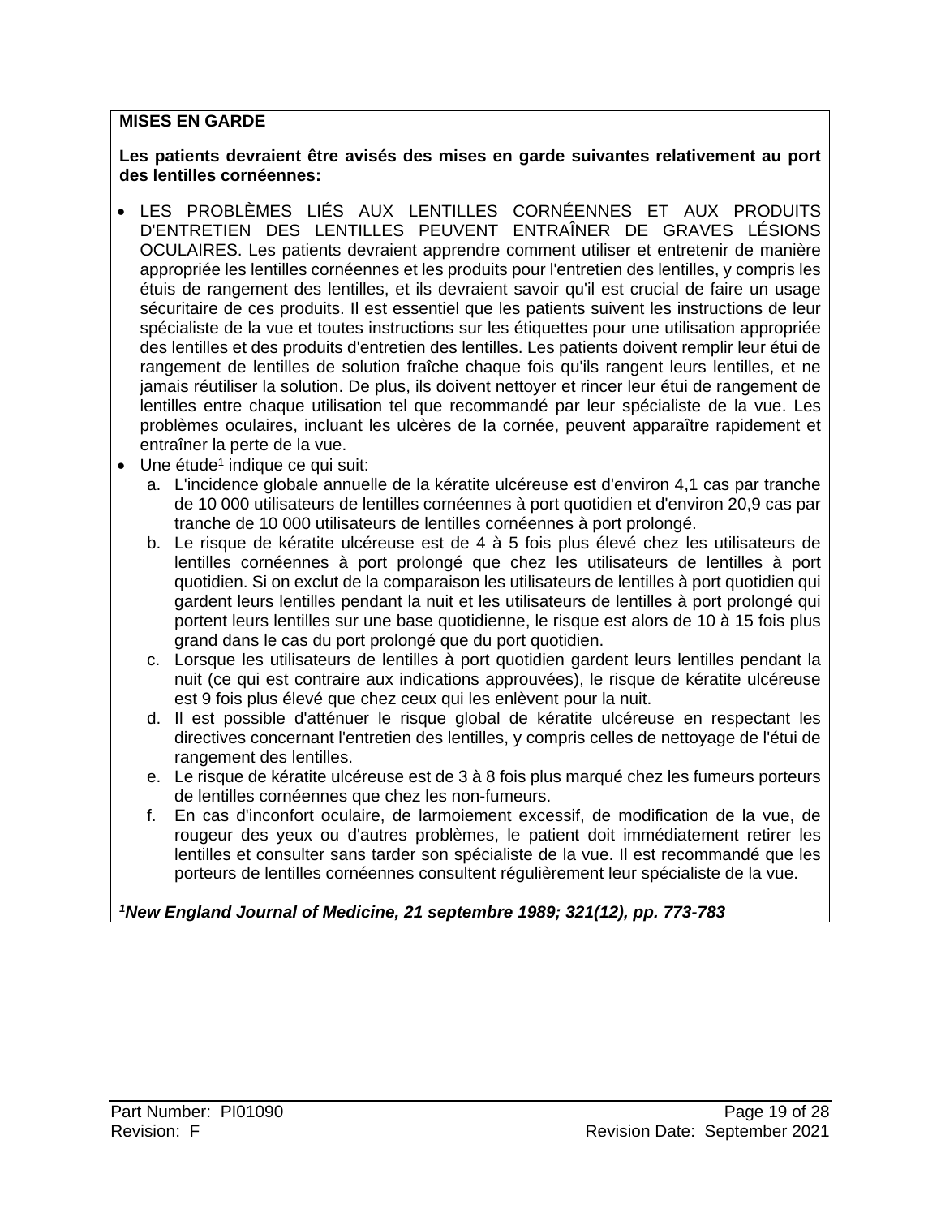**MISES EN GARDE**

**Les patients devraient être avisés des mises en garde suivantes relativement au port des lentilles cornéennes:**

- LES PROBLÈMES LIÉS AUX LENTILLES CORNÉENNES ET AUX PRODUITS D'ENTRETIEN DES LENTILLES PEUVENT ENTRAÎNER DE GRAVES LÉSIONS OCULAIRES. Les patients devraient apprendre comment utiliser et entretenir de manière appropriée les lentilles cornéennes et les produits pour l'entretien des lentilles, y compris les étuis de rangement des lentilles, et ils devraient savoir qu'il est crucial de faire un usage sécuritaire de ces produits. Il est essentiel que les patients suivent les instructions de leur spécialiste de la vue et toutes instructions sur les étiquettes pour une utilisation appropriée des lentilles et des produits d'entretien des lentilles. Les patients doivent remplir leur étui de rangement de lentilles de solution fraîche chaque fois qu'ils rangent leurs lentilles, et ne jamais réutiliser la solution. De plus, ils doivent nettoyer et rincer leur étui de rangement de lentilles entre chaque utilisation tel que recommandé par leur spécialiste de la vue. Les problèmes oculaires, incluant les ulcères de la cornée, peuvent apparaître rapidement et entraîner la perte de la vue.
- Une étude[1] indique ce qui suit:
  a. L'incidence globale annuelle de la kératite ulcéreuse est d'environ 4,1 cas par tranche de 10 000 utilisateurs de lentilles cornéennes à port quotidien et d'environ 20,9 cas par tranche de 10 000 utilisateurs de lentilles cornéennes à port prolongé.
  b. Le risque de kératite ulcéreuse est de 4 à 5 fois plus élevé chez les utilisateurs de lentilles cornéennes à port prolongé que chez les utilisateurs de lentilles à port quotidien. Si on exclut de la comparaison les utilisateurs de lentilles à port quotidien qui gardent leurs lentilles pendant la nuit et les utilisateurs de lentilles à port prolongé qui portent leurs lentilles sur une base quotidienne, le risque est alors de 10 à 15 fois plus grand dans le cas du port prolongé que du port quotidien.
  c. Lorsque les utilisateurs de lentilles à port quotidien gardent leurs lentilles pendant la nuit (ce qui est contraire aux indications approuvées), le risque de kératite ulcéreuse est 9 fois plus élevé que chez ceux qui les enlèvent pour la nuit.
  d. Il est possible d'atténuer le risque global de kératite ulcéreuse en respectant les directives concernant l'entretien des lentilles, y compris celles de nettoyage de l'étui de rangement des lentilles.
  e. Le risque de kératite ulcéreuse est de 3 à 8 fois plus marqué chez les fumeurs porteurs de lentilles cornéennes que chez les non-fumeurs.
  f. En cas d'inconfort oculaire, de larmoiement excessif, de modification de la vue, de rougeur des yeux ou d'autres problèmes, le patient doit immédiatement retirer les lentilles et consulter sans tarder son spécialiste de la vue. Il est recommandé que les porteurs de lentilles cornéennes consultent régulièrement leur spécialiste de la vue.

***[1]New England Journal of Medicine, 21 septembre 1989; 321(12), pp. 773-783***

Part Number: PI01090
Revision: F
Revision Date: September 2021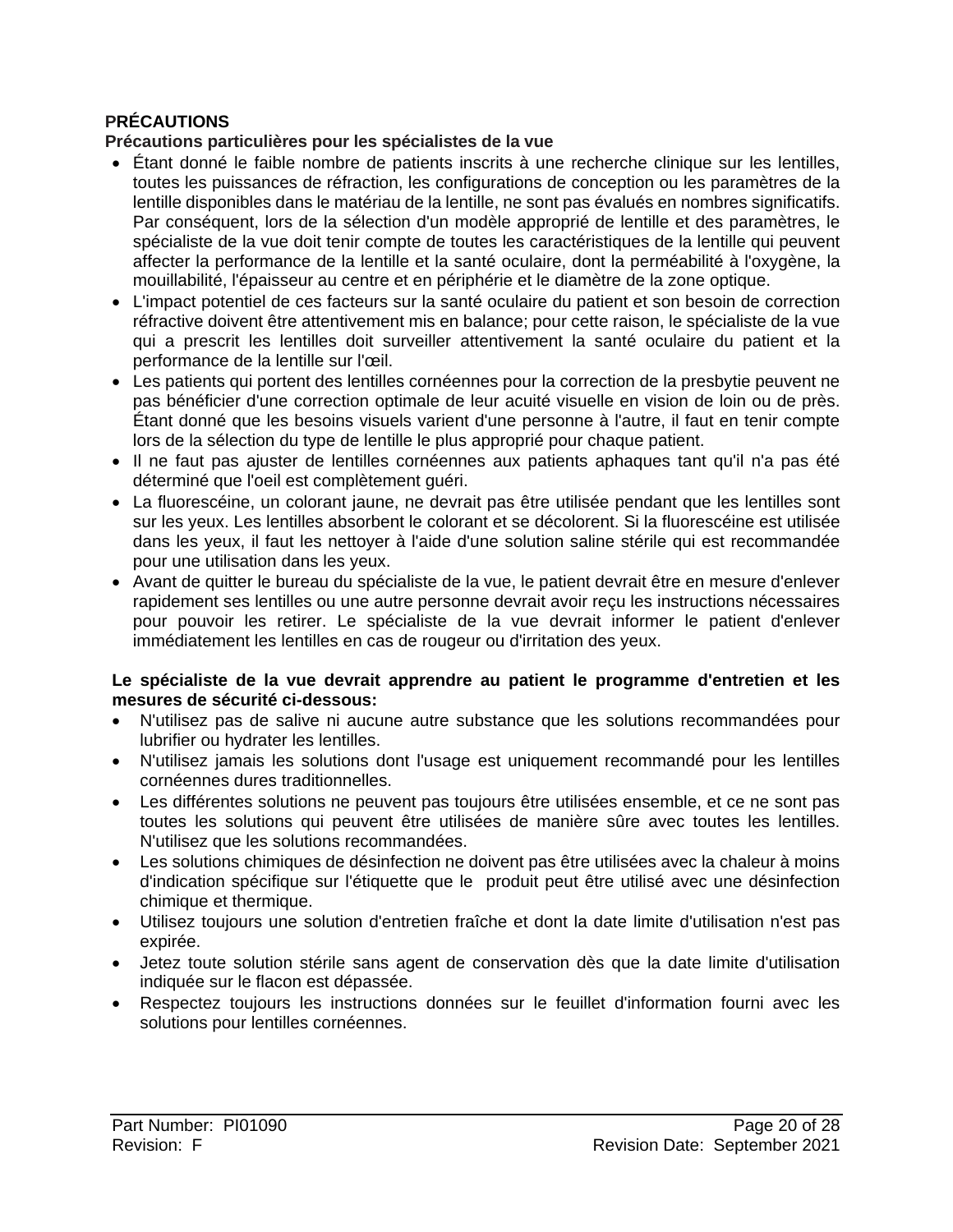**PRÉCAUTIONS**

**Précautions particulières pour les spécialistes de la vue**

- Étant donné le faible nombre de patients inscrits à une recherche clinique sur les lentilles, toutes les puissances de réfraction, les configurations de conception ou les paramètres de la lentille disponibles dans le matériau de la lentille, ne sont pas évalués en nombres significatifs. Par conséquent, lors de la sélection d'un modèle approprié de lentille et des paramètres, le spécialiste de la vue doit tenir compte de toutes les caractéristiques de la lentille qui peuvent affecter la performance de la lentille et la santé oculaire, dont la perméabilité à l'oxygène, la mouillabilité, l'épaisseur au centre et en périphérie et le diamètre de la zone optique.
- L'impact potentiel de ces facteurs sur la santé oculaire du patient et son besoin de correction réfractive doivent être attentivement mis en balance; pour cette raison, le spécialiste de la vue qui a prescrit les lentilles doit surveiller attentivement la santé oculaire du patient et la performance de la lentille sur l'œil.
- Les patients qui portent des lentilles cornéennes pour la correction de la presbytie peuvent ne pas bénéficier d'une correction optimale de leur acuité visuelle en vision de loin ou de près. Étant donné que les besoins visuels varient d'une personne à l'autre, il faut en tenir compte lors de la sélection du type de lentille le plus approprié pour chaque patient.
- Il ne faut pas ajuster de lentilles cornéennes aux patients aphaques tant qu'il n'a pas été déterminé que l'oeil est complètement guéri.
- La fluorescéine, un colorant jaune, ne devrait pas être utilisée pendant que les lentilles sont sur les yeux. Les lentilles absorbent le colorant et se décolorent. Si la fluorescéine est utilisée dans les yeux, il faut les nettoyer à l'aide d'une solution saline stérile qui est recommandée pour une utilisation dans les yeux.
- Avant de quitter le bureau du spécialiste de la vue, le patient devrait être en mesure d'enlever rapidement ses lentilles ou une autre personne devrait avoir reçu les instructions nécessaires pour pouvoir les retirer. Le spécialiste de la vue devrait informer le patient d'enlever immédiatement les lentilles en cas de rougeur ou d'irritation des yeux.

**Le spécialiste de la vue devrait apprendre au patient le programme d'entretien et les mesures de sécurité ci-dessous:**

- N'utilisez pas de salive ni aucune autre substance que les solutions recommandées pour lubrifier ou hydrater les lentilles.
- N'utilisez jamais les solutions dont l'usage est uniquement recommandé pour les lentilles cornéennes dures traditionnelles.
- Les différentes solutions ne peuvent pas toujours être utilisées ensemble, et ce ne sont pas toutes les solutions qui peuvent être utilisées de manière sûre avec toutes les lentilles. N'utilisez que les solutions recommandées.
- Les solutions chimiques de désinfection ne doivent pas être utilisées avec la chaleur à moins d'indication spécifique sur l'étiquette que le produit peut être utilisé avec une désinfection chimique et thermique.
- Utilisez toujours une solution d'entretien fraîche et dont la date limite d'utilisation n'est pas expirée.
- Jetez toute solution stérile sans agent de conservation dès que la date limite d'utilisation indiquée sur le flacon est dépassée.
- Respectez toujours les instructions données sur le feuillet d'information fourni avec les solutions pour lentilles cornéennes.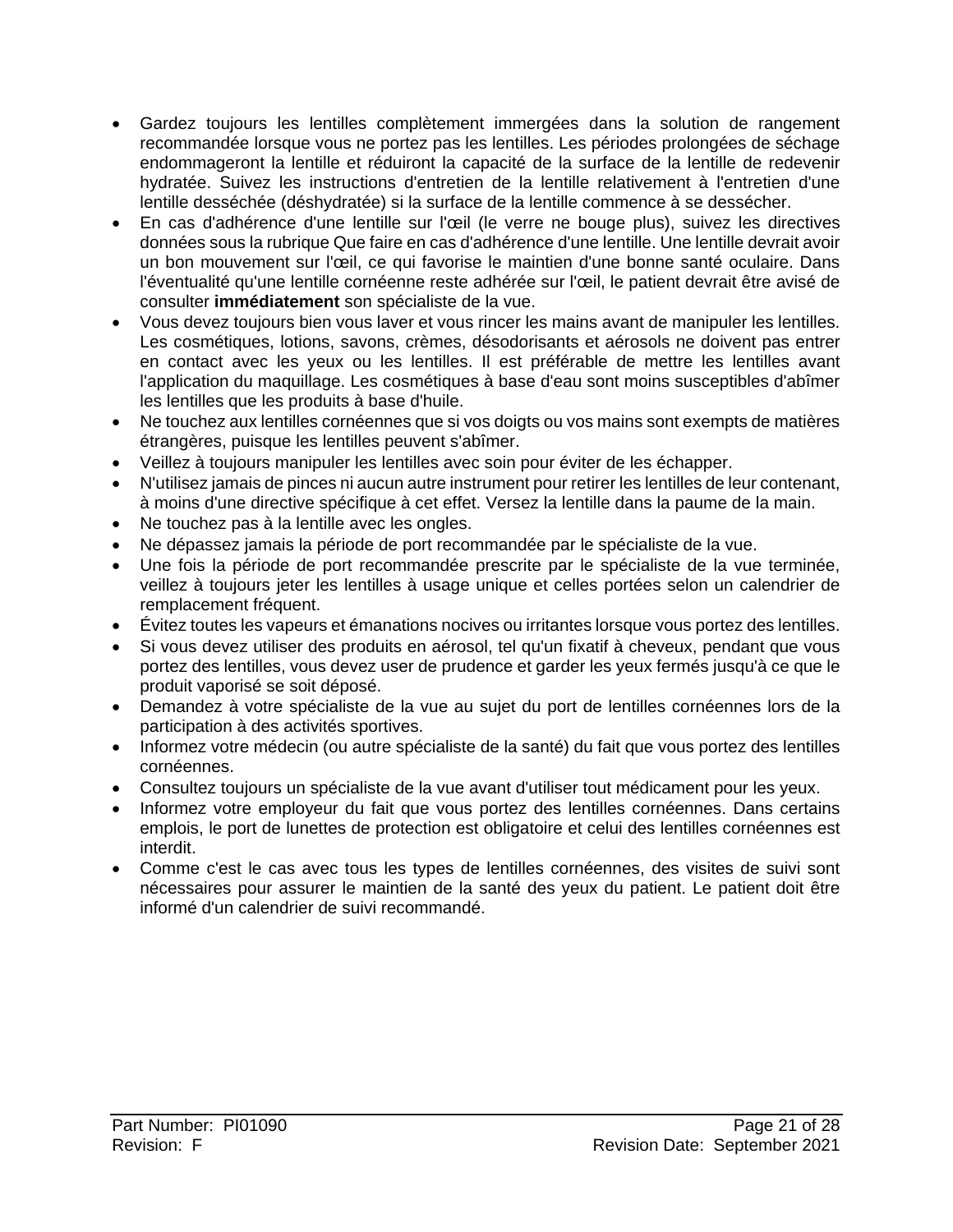- Gardez toujours les lentilles complètement immergées dans la solution de rangement recommandée lorsque vous ne portez pas les lentilles. Les périodes prolongées de séchage endommageront la lentille et réduiront la capacité de la surface de la lentille de redevenir hydratée. Suivez les instructions d'entretien de la lentille relativement à l'entretien d'une lentille desséchée (déshydratée) si la surface de la lentille commence à se dessécher.
- En cas d'adhérence d'une lentille sur l'œil (le verre ne bouge plus), suivez les directives données sous la rubrique Que faire en cas d'adhérence d'une lentille. Une lentille devrait avoir un bon mouvement sur l'œil, ce qui favorise le maintien d'une bonne santé oculaire. Dans l'éventualité qu'une lentille cornéenne reste adhérée sur l'œil, le patient devrait être avisé de consulter **immédiatement** son spécialiste de la vue.
- Vous devez toujours bien vous laver et vous rincer les mains avant de manipuler les lentilles. Les cosmétiques, lotions, savons, crèmes, désodorisants et aérosols ne doivent pas entrer en contact avec les yeux ou les lentilles. Il est préférable de mettre les lentilles avant l'application du maquillage. Les cosmétiques à base d'eau sont moins susceptibles d'abîmer les lentilles que les produits à base d'huile.
- Ne touchez aux lentilles cornéennes que si vos doigts ou vos mains sont exempts de matières étrangères, puisque les lentilles peuvent s'abîmer.
- Veillez à toujours manipuler les lentilles avec soin pour éviter de les échapper.
- N'utilisez jamais de pinces ni aucun autre instrument pour retirer les lentilles de leur contenant, à moins d'une directive spécifique à cet effet. Versez la lentille dans la paume de la main.
- Ne touchez pas à la lentille avec les ongles.
- Ne dépassez jamais la période de port recommandée par le spécialiste de la vue.
- Une fois la période de port recommandée prescrite par le spécialiste de la vue terminée, veillez à toujours jeter les lentilles à usage unique et celles portées selon un calendrier de remplacement fréquent.
- Évitez toutes les vapeurs et émanations nocives ou irritantes lorsque vous portez des lentilles.
- Si vous devez utiliser des produits en aérosol, tel qu'un fixatif à cheveux, pendant que vous portez des lentilles, vous devez user de prudence et garder les yeux fermés jusqu'à ce que le produit vaporisé se soit déposé.
- Demandez à votre spécialiste de la vue au sujet du port de lentilles cornéennes lors de la participation à des activités sportives.
- Informez votre médecin (ou autre spécialiste de la santé) du fait que vous portez des lentilles cornéennes.
- Consultez toujours un spécialiste de la vue avant d'utiliser tout médicament pour les yeux.
- Informez votre employeur du fait que vous portez des lentilles cornéennes. Dans certains emplois, le port de lunettes de protection est obligatoire et celui des lentilles cornéennes est interdit.
- Comme c'est le cas avec tous les types de lentilles cornéennes, des visites de suivi sont nécessaires pour assurer le maintien de la santé des yeux du patient. Le patient doit être informé d'un calendrier de suivi recommandé.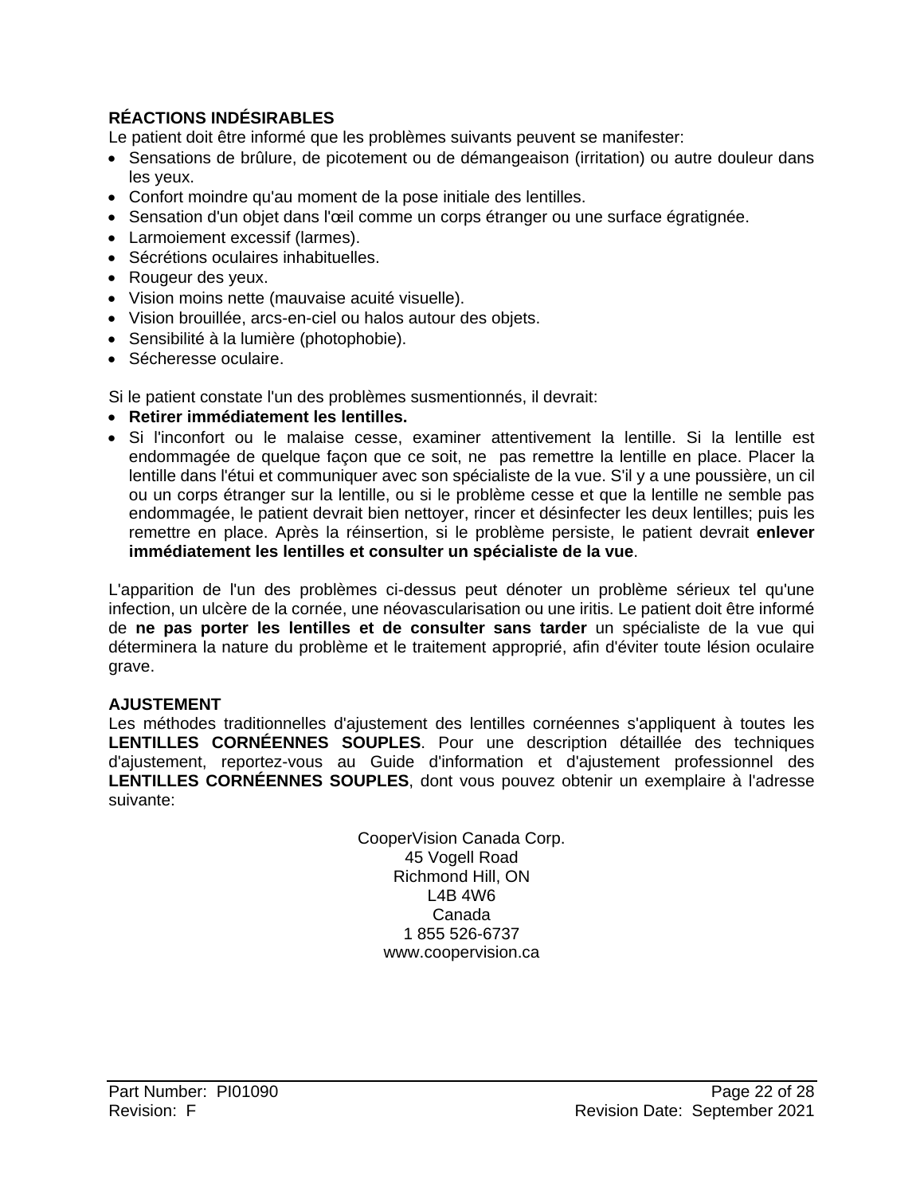**RÉACTIONS INDÉSIRABLES**

Le patient doit être informé que les problèmes suivants peuvent se manifester:

- Sensations de brûlure, de picotement ou de démangeaison (irritation) ou autre douleur dans les yeux.
- Confort moindre qu'au moment de la pose initiale des lentilles.
- Sensation d'un objet dans l'œil comme un corps étranger ou une surface égratignée.
- Larmoiement excessif (larmes).
- Sécrétions oculaires inhabituelles.
- Rougeur des yeux.
- Vision moins nette (mauvaise acuité visuelle).
- Vision brouillée, arcs-en-ciel ou halos autour des objets.
- Sensibilité à la lumière (photophobie).
- Sécheresse oculaire.

Si le patient constate l'un des problèmes susmentionnés, il devrait:

- **Retirer immédiatement les lentilles.**
- Si l'inconfort ou le malaise cesse, examiner attentivement la lentille. Si la lentille est endommagée de quelque façon que ce soit, ne pas remettre la lentille en place. Placer la lentille dans l'étui et communiquer avec son spécialiste de la vue. S'il y a une poussière, un cil ou un corps étranger sur la lentille, ou si le problème cesse et que la lentille ne semble pas endommagée, le patient devrait bien nettoyer, rincer et désinfecter les deux lentilles; puis les remettre en place. Après la réinsertion, si le problème persiste, le patient devrait **enlever immédiatement les lentilles et consulter un spécialiste de la vue**.

L'apparition de l'un des problèmes ci-dessus peut dénoter un problème sérieux tel qu'une infection, un ulcère de la cornée, une néovascularisation ou une iritis. Le patient doit être informé de **ne pas porter les lentilles et de consulter sans tarder** un spécialiste de la vue qui déterminera la nature du problème et le traitement approprié, afin d'éviter toute lésion oculaire grave.

**AJUSTEMENT**

Les méthodes traditionnelles d'ajustement des lentilles cornéennes s'appliquent à toutes les **LENTILLES CORNÉENNES SOUPLES**. Pour une description détaillée des techniques d'ajustement, reportez-vous au Guide d'information et d'ajustement professionnel des **LENTILLES CORNÉENNES SOUPLES**, dont vous pouvez obtenir un exemplaire à l'adresse suivante:

CooperVision Canada Corp.
45 Vogell Road
Richmond Hill, ON
L4B 4W6
Canada
1 855 526-6737
www.coopervision.ca

Part Number: PI01090
Revision: F
Revision Date: September 2021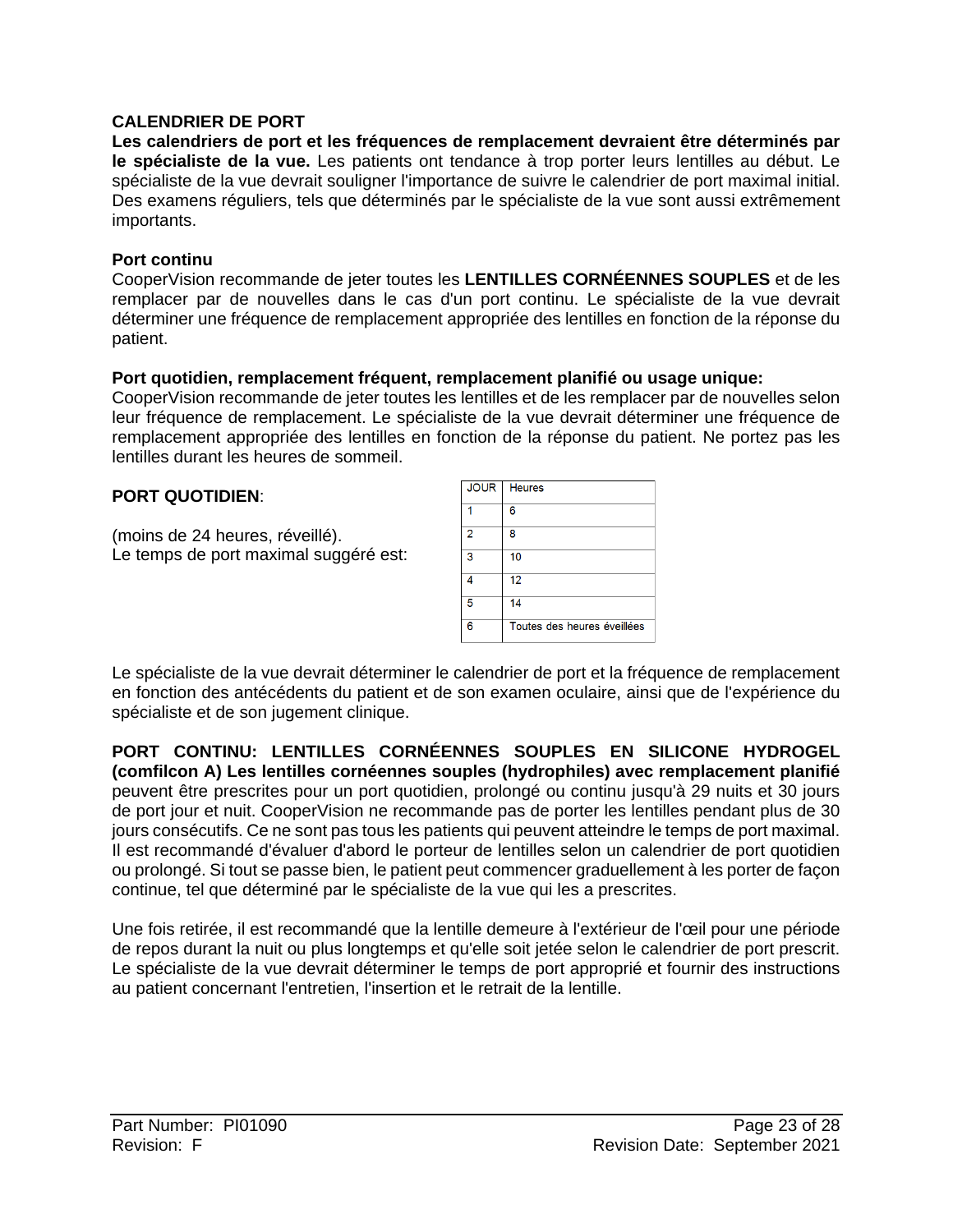**CALENDRIER DE PORT**

**Les calendriers de port et les fréquences de remplacement devraient être déterminés par le spécialiste de la vue.** Les patients ont tendance à trop porter leurs lentilles au début. Le spécialiste de la vue devrait souligner l'importance de suivre le calendrier de port maximal initial. Des examens réguliers, tels que déterminés par le spécialiste de la vue sont aussi extrêmement importants.

**Port continu**

CooperVision recommande de jeter toutes les **LENTILLES CORNÉENNES SOUPLES** et de les remplacer par de nouvelles dans le cas d'un port continu. Le spécialiste de la vue devrait déterminer une fréquence de remplacement appropriée des lentilles en fonction de la réponse du patient.

**Port quotidien, remplacement fréquent, remplacement planifié ou usage unique:**

CooperVision recommande de jeter toutes les lentilles et de les remplacer par de nouvelles selon leur fréquence de remplacement. Le spécialiste de la vue devrait déterminer une fréquence de remplacement appropriée des lentilles en fonction de la réponse du patient. Ne portez pas les lentilles durant les heures de sommeil.

**PORT QUOTIDIEN**:

(moins de 24 heures, réveillé).
Le temps de port maximal suggéré est:

| JOUR | Heures |
|---|---|
| 1 | 6 |
| 2 | 8 |
| 3 | 10 |
| 4 | 12 |
| 5 | 14 |
| 6 | Toutes des heures éveillées |

Le spécialiste de la vue devrait déterminer le calendrier de port et la fréquence de remplacement en fonction des antécédents du patient et de son examen oculaire, ainsi que de l'expérience du spécialiste et de son jugement clinique.

**PORT CONTINU: LENTILLES CORNÉENNES SOUPLES EN SILICONE HYDROGEL (comfilcon A) Les lentilles cornéennes souples (hydrophiles) avec remplacement planifié** peuvent être prescrites pour un port quotidien, prolongé ou continu jusqu'à 29 nuits et 30 jours de port jour et nuit. CooperVision ne recommande pas de porter les lentilles pendant plus de 30 jours consécutifs. Ce ne sont pas tous les patients qui peuvent atteindre le temps de port maximal. Il est recommandé d'évaluer d'abord le porteur de lentilles selon un calendrier de port quotidien ou prolongé. Si tout se passe bien, le patient peut commencer graduellement à les porter de façon continue, tel que déterminé par le spécialiste de la vue qui les a prescrites.

Une fois retirée, il est recommandé que la lentille demeure à l'extérieur de l'œil pour une période de repos durant la nuit ou plus longtemps et qu'elle soit jetée selon le calendrier de port prescrit. Le spécialiste de la vue devrait déterminer le temps de port approprié et fournir des instructions au patient concernant l'entretien, l'insertion et le retrait de la lentille.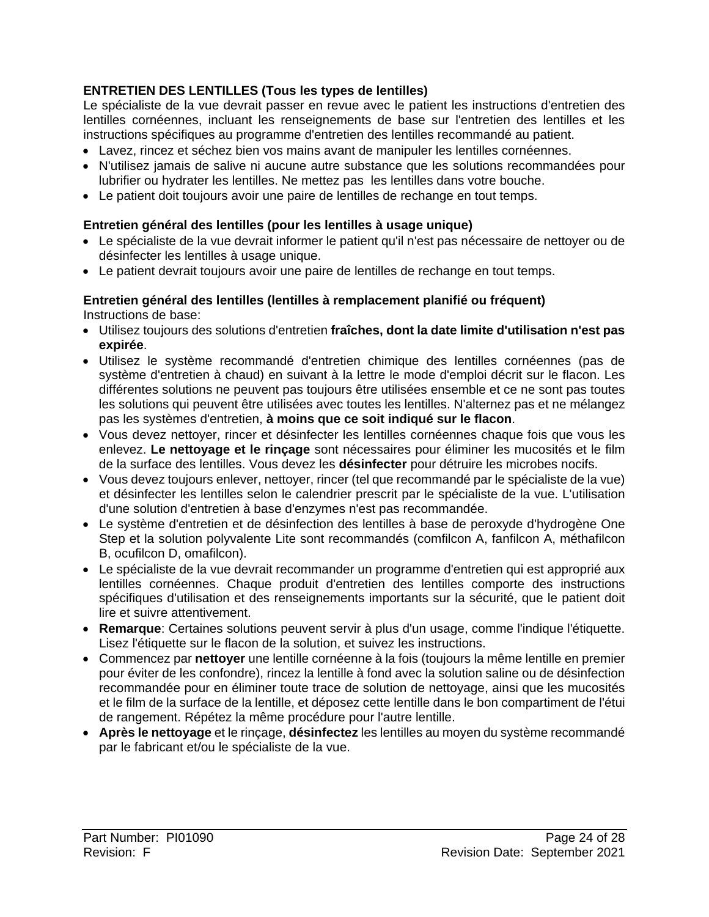**ENTRETIEN DES LENTILLES (Tous les types de lentilles)**

Le spécialiste de la vue devrait passer en revue avec le patient les instructions d'entretien des lentilles cornéennes, incluant les renseignements de base sur l'entretien des lentilles et les instructions spécifiques au programme d'entretien des lentilles recommandé au patient.

- Lavez, rincez et séchez bien vos mains avant de manipuler les lentilles cornéennes.
- N'utilisez jamais de salive ni aucune autre substance que les solutions recommandées pour lubrifier ou hydrater les lentilles. Ne mettez pas les lentilles dans votre bouche.
- Le patient doit toujours avoir une paire de lentilles de rechange en tout temps.

**Entretien général des lentilles (pour les lentilles à usage unique)**

- Le spécialiste de la vue devrait informer le patient qu'il n'est pas nécessaire de nettoyer ou de désinfecter les lentilles à usage unique.
- Le patient devrait toujours avoir une paire de lentilles de rechange en tout temps.

**Entretien général des lentilles (lentilles à remplacement planifié ou fréquent)**

Instructions de base:

- Utilisez toujours des solutions d'entretien **fraîches, dont la date limite d'utilisation n'est pas expirée**.
- Utilisez le système recommandé d'entretien chimique des lentilles cornéennes (pas de système d'entretien à chaud) en suivant à la lettre le mode d'emploi décrit sur le flacon. Les différentes solutions ne peuvent pas toujours être utilisées ensemble et ce ne sont pas toutes les solutions qui peuvent être utilisées avec toutes les lentilles. N'alternez pas et ne mélangez pas les systèmes d'entretien, **à moins que ce soit indiqué sur le flacon**.
- Vous devez nettoyer, rincer et désinfecter les lentilles cornéennes chaque fois que vous les enlevez. **Le nettoyage et le rinçage** sont nécessaires pour éliminer les mucosités et le film de la surface des lentilles. Vous devez les **désinfecter** pour détruire les microbes nocifs.
- Vous devez toujours enlever, nettoyer, rincer (tel que recommandé par le spécialiste de la vue) et désinfecter les lentilles selon le calendrier prescrit par le spécialiste de la vue. L'utilisation d'une solution d'entretien à base d'enzymes n'est pas recommandée.
- Le système d'entretien et de désinfection des lentilles à base de peroxyde d'hydrogène One Step et la solution polyvalente Lite sont recommandés (comfilcon A, fanfilcon A, méthafilcon B, ocufilcon D, omafilcon).
- Le spécialiste de la vue devrait recommander un programme d'entretien qui est approprié aux lentilles cornéennes. Chaque produit d'entretien des lentilles comporte des instructions spécifiques d'utilisation et des renseignements importants sur la sécurité, que le patient doit lire et suivre attentivement.
- **Remarque**: Certaines solutions peuvent servir à plus d'un usage, comme l'indique l'étiquette. Lisez l'étiquette sur le flacon de la solution, et suivez les instructions.
- Commencez par **nettoyer** une lentille cornéenne à la fois (toujours la même lentille en premier pour éviter de les confondre), rincez la lentille à fond avec la solution saline ou de désinfection recommandée pour en éliminer toute trace de solution de nettoyage, ainsi que les mucosités et le film de la surface de la lentille, et déposez cette lentille dans le bon compartiment de l'étui de rangement. Répétez la même procédure pour l'autre lentille.
- **Après le nettoyage** et le rinçage, **désinfectez** les lentilles au moyen du système recommandé par le fabricant et/ou le spécialiste de la vue.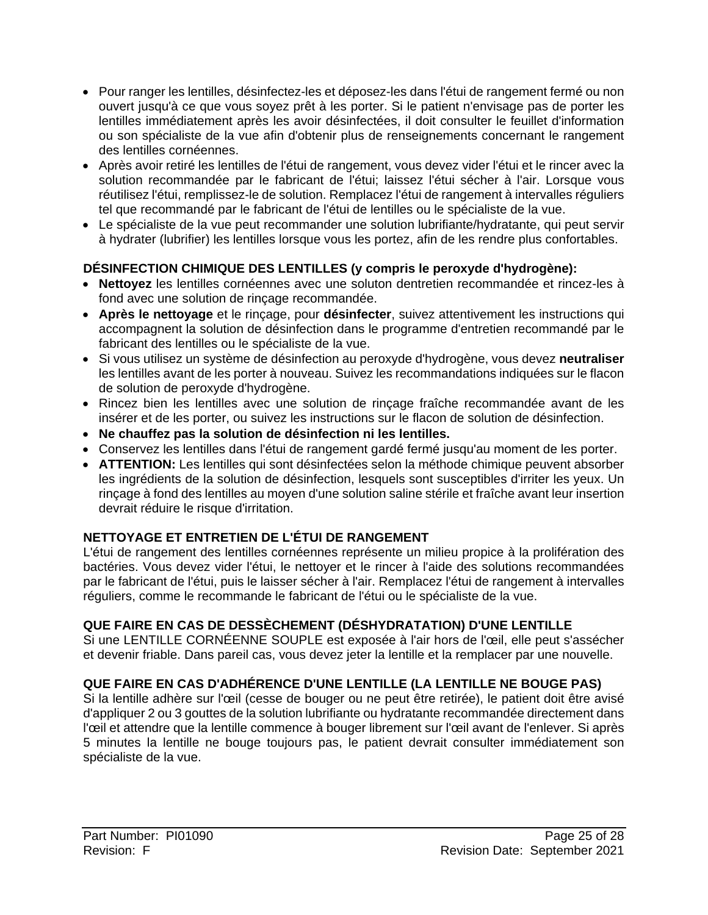- Pour ranger les lentilles, désinfectez-les et déposez-les dans l'étui de rangement fermé ou non ouvert jusqu'à ce que vous soyez prêt à les porter. Si le patient n'envisage pas de porter les lentilles immédiatement après les avoir désinfectées, il doit consulter le feuillet d'information ou son spécialiste de la vue afin d'obtenir plus de renseignements concernant le rangement des lentilles cornéennes.
- Après avoir retiré les lentilles de l'étui de rangement, vous devez vider l'étui et le rincer avec la solution recommandée par le fabricant de l'étui; laissez l'étui sécher à l'air. Lorsque vous réutilisez l'étui, remplissez-le de solution. Remplacez l'étui de rangement à intervalles réguliers tel que recommandé par le fabricant de l'étui de lentilles ou le spécialiste de la vue.
- Le spécialiste de la vue peut recommander une solution lubrifiante/hydratante, qui peut servir à hydrater (lubrifier) les lentilles lorsque vous les portez, afin de les rendre plus confortables.

**DÉSINFECTION CHIMIQUE DES LENTILLES (y compris le peroxyde d'hydrogène):**

- **Nettoyez** les lentilles cornéennes avec une soluton dentretien recommandée et rincez-les à fond avec une solution de rinçage recommandée.
- **Après le nettoyage** et le rinçage, pour **désinfecter**, suivez attentivement les instructions qui accompagnent la solution de désinfection dans le programme d'entretien recommandé par le fabricant des lentilles ou le spécialiste de la vue.
- Si vous utilisez un système de désinfection au peroxyde d'hydrogène, vous devez **neutraliser** les lentilles avant de les porter à nouveau. Suivez les recommandations indiquées sur le flacon de solution de peroxyde d'hydrogène.
- Rincez bien les lentilles avec une solution de rinçage fraîche recommandée avant de les insérer et de les porter, ou suivez les instructions sur le flacon de solution de désinfection.
- **Ne chauffez pas la solution de désinfection ni les lentilles.**
- Conservez les lentilles dans l'étui de rangement gardé fermé jusqu'au moment de les porter.
- **ATTENTION:** Les lentilles qui sont désinfectées selon la méthode chimique peuvent absorber les ingrédients de la solution de désinfection, lesquels sont susceptibles d'irriter les yeux. Un rinçage à fond des lentilles au moyen d'une solution saline stérile et fraîche avant leur insertion devrait réduire le risque d'irritation.

**NETTOYAGE ET ENTRETIEN DE L'ÉTUI DE RANGEMENT**

L'étui de rangement des lentilles cornéennes représente un milieu propice à la prolifération des bactéries. Vous devez vider l'étui, le nettoyer et le rincer à l'aide des solutions recommandées par le fabricant de l'étui, puis le laisser sécher à l'air. Remplacez l'étui de rangement à intervalles réguliers, comme le recommande le fabricant de l'étui ou le spécialiste de la vue.

**QUE FAIRE EN CAS DE DESSÈCHEMENT (DÉSHYDRATATION) D'UNE LENTILLE**

Si une LENTILLE CORNÉENNE SOUPLE est exposée à l'air hors de l'œil, elle peut s'assécher et devenir friable. Dans pareil cas, vous devez jeter la lentille et la remplacer par une nouvelle.

**QUE FAIRE EN CAS D'ADHÉRENCE D'UNE LENTILLE (LA LENTILLE NE BOUGE PAS)**

Si la lentille adhère sur l'œil (cesse de bouger ou ne peut être retirée), le patient doit être avisé d'appliquer 2 ou 3 gouttes de la solution lubrifiante ou hydratante recommandée directement dans l'œil et attendre que la lentille commence à bouger librement sur l'œil avant de l'enlever. Si après 5 minutes la lentille ne bouge toujours pas, le patient devrait consulter immédiatement son spécialiste de la vue.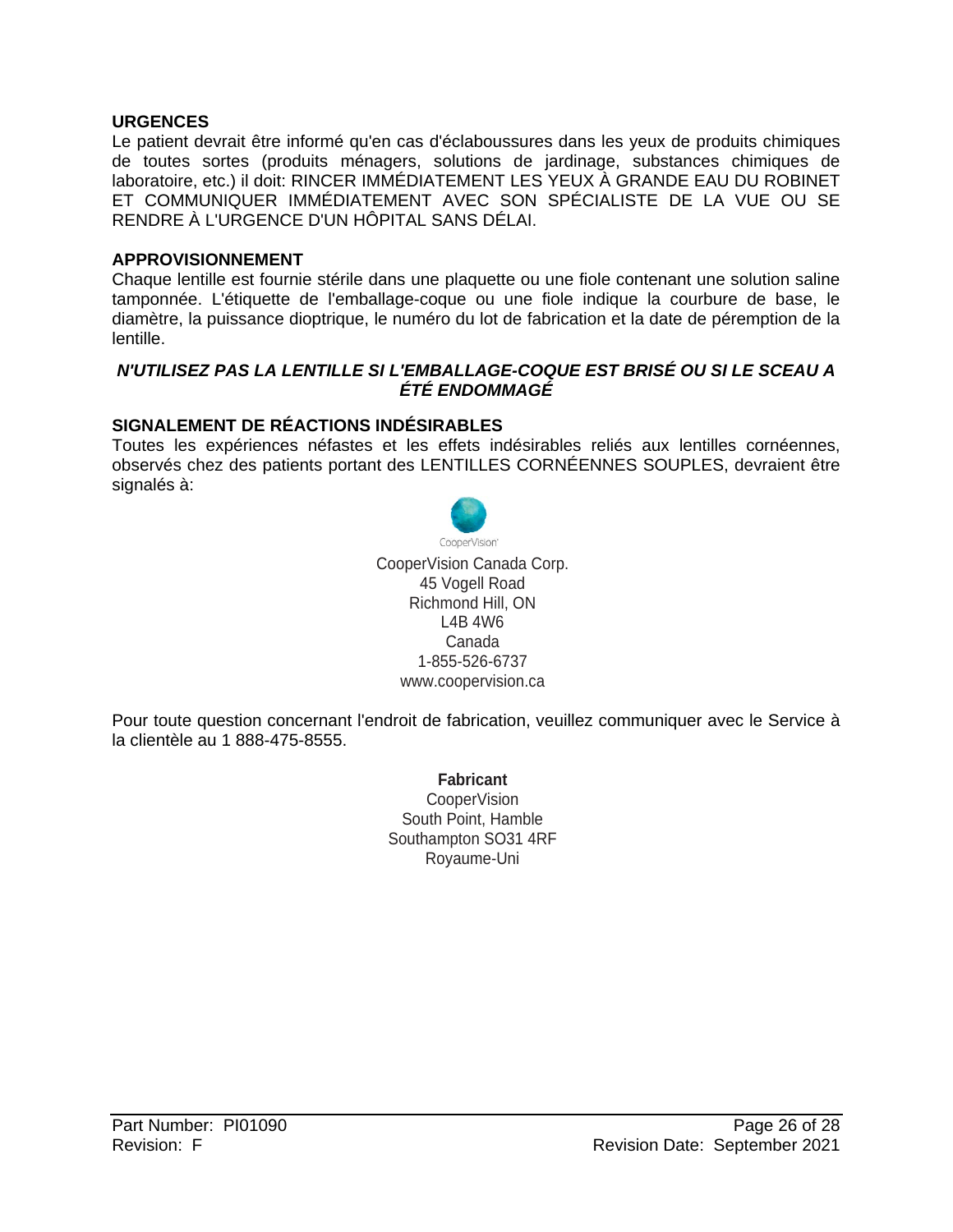## URGENCES

Le patient devrait être informé qu'en cas d'éclaboussures dans les yeux de produits chimiques de toutes sortes (produits ménagers, solutions de jardinage, substances chimiques de laboratoire, etc.) il doit: RINCER IMMÉDIATEMENT LES YEUX À GRANDE EAU DU ROBINET ET COMMUNIQUER IMMÉDIATEMENT AVEC SON SPÉCIALISTE DE LA VUE OU SE RENDRE À L'URGENCE D'UN HÔPITAL SANS DÉLAI.

## APPROVISIONNEMENT

Chaque lentille est fournie stérile dans une plaquette ou une fiole contenant une solution saline tamponnée. L'étiquette de l'emballage-coque ou une fiole indique la courbure de base, le diamètre, la puissance dioptrique, le numéro du lot de fabrication et la date de péremption de la lentille.

***N'UTILISEZ PAS LA LENTILLE SI L'EMBALLAGE-COQUE EST BRISÉ OU SI LE SCEAU A ÉTÉ ENDOMMAGÉ***

## SIGNALEMENT DE RÉACTIONS INDÉSIRABLES

Toutes les expériences néfastes et les effets indésirables reliés aux lentilles cornéennes, observés chez des patients portant des LENTILLES CORNÉENNES SOUPLES, devraient être signalés à:

CooperVision

CooperVision Canada Corp.
45 Vogell Road
Richmond Hill, ON
L4B 4W6
Canada
1-855-526-6737
www.coopervision.ca

Pour toute question concernant l'endroit de fabrication, veuillez communiquer avec le Service à la clientèle au 1 888-475-8555.

**Fabricant**
CooperVision
South Point, Hamble
Southampton SO31 4RF
Royaume-Uni

Part Number: PI01090
Revision: F
Revision Date: September 2021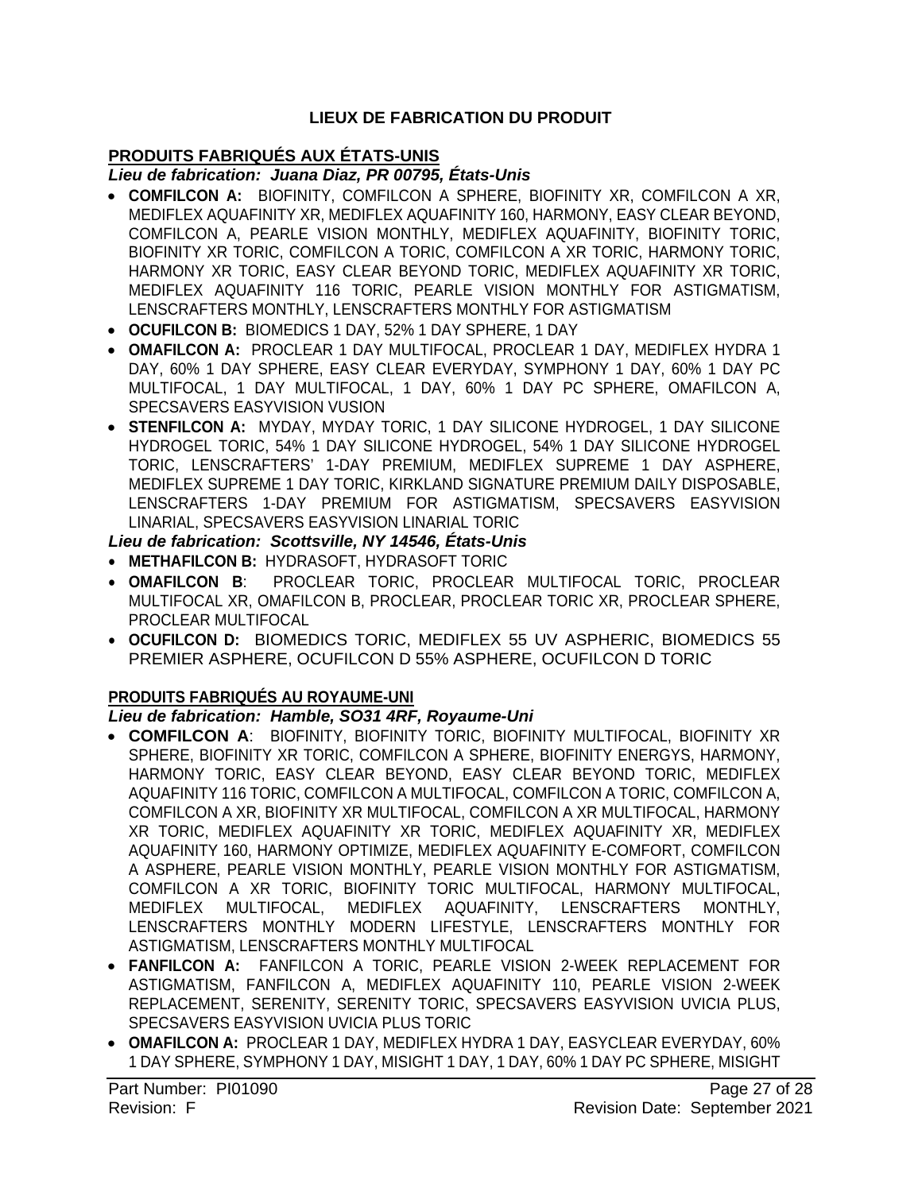## LIEUX DE FABRICATION DU PRODUIT

### PRODUITS FABRIQUÉS AUX ÉTATS-UNIS

***Lieu de fabrication: Juana Diaz, PR 00795, États-Unis***

- **COMFILCON A:** BIOFINITY, COMFILCON A SPHERE, BIOFINITY XR, COMFILCON A XR, MEDIFLEX AQUAFINITY XR, MEDIFLEX AQUAFINITY 160, HARMONY, EASY CLEAR BEYOND, COMFILCON A, PEARLE VISION MONTHLY, MEDIFLEX AQUAFINITY, BIOFINITY TORIC, BIOFINITY XR TORIC, COMFILCON A TORIC, COMFILCON A XR TORIC, HARMONY TORIC, HARMONY XR TORIC, EASY CLEAR BEYOND TORIC, MEDIFLEX AQUAFINITY XR TORIC, MEDIFLEX AQUAFINITY 116 TORIC, PEARLE VISION MONTHLY FOR ASTIGMATISM, LENSCRAFTERS MONTHLY, LENSCRAFTERS MONTHLY FOR ASTIGMATISM
- **OCUFILCON B:** BIOMEDICS 1 DAY, 52% 1 DAY SPHERE, 1 DAY
- **OMAFILCON A:** PROCLEAR 1 DAY MULTIFOCAL, PROCLEAR 1 DAY, MEDIFLEX HYDRA 1 DAY, 60% 1 DAY SPHERE, EASY CLEAR EVERYDAY, SYMPHONY 1 DAY, 60% 1 DAY PC MULTIFOCAL, 1 DAY MULTIFOCAL, 1 DAY, 60% 1 DAY PC SPHERE, OMAFILCON A, SPECSAVERS EASYVISION VUSION
- **STENFILCON A:** MYDAY, MYDAY TORIC, 1 DAY SILICONE HYDROGEL, 1 DAY SILICONE HYDROGEL TORIC, 54% 1 DAY SILICONE HYDROGEL, 54% 1 DAY SILICONE HYDROGEL TORIC, LENSCRAFTERS' 1-DAY PREMIUM, MEDIFLEX SUPREME 1 DAY ASPHERE, MEDIFLEX SUPREME 1 DAY TORIC, KIRKLAND SIGNATURE PREMIUM DAILY DISPOSABLE, LENSCRAFTERS 1-DAY PREMIUM FOR ASTIGMATISM, SPECSAVERS EASYVISION LINARIAL, SPECSAVERS EASYVISION LINARIAL TORIC

***Lieu de fabrication: Scottsville, NY 14546, États-Unis***

- **METHAFILCON B:** HYDRASOFT, HYDRASOFT TORIC
- **OMAFILCON B**: PROCLEAR TORIC, PROCLEAR MULTIFOCAL TORIC, PROCLEAR MULTIFOCAL XR, OMAFILCON B, PROCLEAR, PROCLEAR TORIC XR, PROCLEAR SPHERE, PROCLEAR MULTIFOCAL
- **OCUFILCON D:** BIOMEDICS TORIC, MEDIFLEX 55 UV ASPHERIC, BIOMEDICS 55 PREMIER ASPHERE, OCUFILCON D 55% ASPHERE, OCUFILCON D TORIC

### PRODUITS FABRIQUÉS AU ROYAUME-UNI

***Lieu de fabrication: Hamble, SO31 4RF, Royaume-Uni***

- **COMFILCON A**: BIOFINITY, BIOFINITY TORIC, BIOFINITY MULTIFOCAL, BIOFINITY XR SPHERE, BIOFINITY XR TORIC, COMFILCON A SPHERE, BIOFINITY ENERGYS, HARMONY, HARMONY TORIC, EASY CLEAR BEYOND, EASY CLEAR BEYOND TORIC, MEDIFLEX AQUAFINITY 116 TORIC, COMFILCON A MULTIFOCAL, COMFILCON A TORIC, COMFILCON A, COMFILCON A XR, BIOFINITY XR MULTIFOCAL, COMFILCON A XR MULTIFOCAL, HARMONY XR TORIC, MEDIFLEX AQUAFINITY XR TORIC, MEDIFLEX AQUAFINITY XR, MEDIFLEX AQUAFINITY 160, HARMONY OPTIMIZE, MEDIFLEX AQUAFINITY E-COMFORT, COMFILCON A ASPHERE, PEARLE VISION MONTHLY, PEARLE VISION MONTHLY FOR ASTIGMATISM, COMFILCON A XR TORIC, BIOFINITY TORIC MULTIFOCAL, HARMONY MULTIFOCAL, MEDIFLEX MULTIFOCAL, MEDIFLEX AQUAFINITY, LENSCRAFTERS MONTHLY, LENSCRAFTERS MONTHLY MODERN LIFESTYLE, LENSCRAFTERS MONTHLY FOR ASTIGMATISM, LENSCRAFTERS MONTHLY MULTIFOCAL
- **FANFILCON A:** FANFILCON A TORIC, PEARLE VISION 2-WEEK REPLACEMENT FOR ASTIGMATISM, FANFILCON A, MEDIFLEX AQUAFINITY 110, PEARLE VISION 2-WEEK REPLACEMENT, SERENITY, SERENITY TORIC, SPECSAVERS EASYVISION UVICIA PLUS, SPECSAVERS EASYVISION UVICIA PLUS TORIC
- **OMAFILCON A:** PROCLEAR 1 DAY, MEDIFLEX HYDRA 1 DAY, EASYCLEAR EVERYDAY, 60% 1 DAY SPHERE, SYMPHONY 1 DAY, MISIGHT 1 DAY, 1 DAY, 60% 1 DAY PC SPHERE, MISIGHT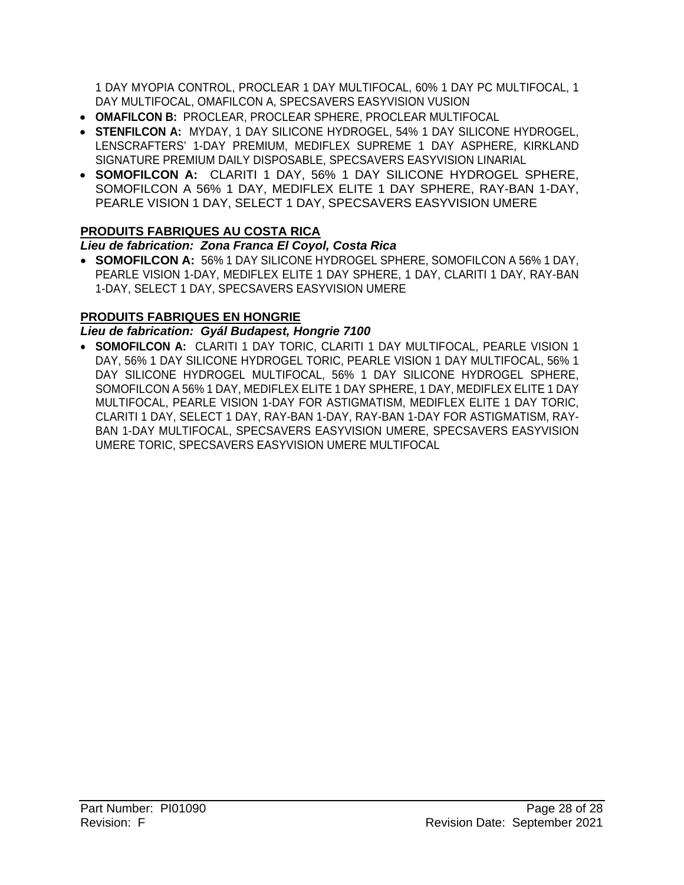1 DAY MYOPIA CONTROL, PROCLEAR 1 DAY MULTIFOCAL, 60% 1 DAY PC MULTIFOCAL, 1 DAY MULTIFOCAL, OMAFILCON A, SPECSAVERS EASYVISION VUSION

- **OMAFILCON B:** PROCLEAR, PROCLEAR SPHERE, PROCLEAR MULTIFOCAL
- **STENFILCON A:** MYDAY, 1 DAY SILICONE HYDROGEL, 54% 1 DAY SILICONE HYDROGEL, LENSCRAFTERS' 1-DAY PREMIUM, MEDIFLEX SUPREME 1 DAY ASPHERE, KIRKLAND SIGNATURE PREMIUM DAILY DISPOSABLE, SPECSAVERS EASYVISION LINARIAL
- **SOMOFILCON A:** CLARITI 1 DAY, 56% 1 DAY SILICONE HYDROGEL SPHERE, SOMOFILCON A 56% 1 DAY, MEDIFLEX ELITE 1 DAY SPHERE, RAY-BAN 1-DAY, PEARLE VISION 1 DAY, SELECT 1 DAY, SPECSAVERS EASYVISION UMERE

## PRODUITS FABRIQUES AU COSTA RICA

***Lieu de fabrication: Zona Franca El Coyol, Costa Rica***

- **SOMOFILCON A:** 56% 1 DAY SILICONE HYDROGEL SPHERE, SOMOFILCON A 56% 1 DAY, PEARLE VISION 1-DAY, MEDIFLEX ELITE 1 DAY SPHERE, 1 DAY, CLARITI 1 DAY, RAY-BAN 1-DAY, SELECT 1 DAY, SPECSAVERS EASYVISION UMERE

## PRODUITS FABRIQUES EN HONGRIE

***Lieu de fabrication: Gyál Budapest, Hongrie 7100***

- **SOMOFILCON A:** CLARITI 1 DAY TORIC, CLARITI 1 DAY MULTIFOCAL, PEARLE VISION 1 DAY, 56% 1 DAY SILICONE HYDROGEL TORIC, PEARLE VISION 1 DAY MULTIFOCAL, 56% 1 DAY SILICONE HYDROGEL MULTIFOCAL, 56% 1 DAY SILICONE HYDROGEL SPHERE, SOMOFILCON A 56% 1 DAY, MEDIFLEX ELITE 1 DAY SPHERE, 1 DAY, MEDIFLEX ELITE 1 DAY MULTIFOCAL, PEARLE VISION 1-DAY FOR ASTIGMATISM, MEDIFLEX ELITE 1 DAY TORIC, CLARITI 1 DAY, SELECT 1 DAY, RAY-BAN 1-DAY, RAY-BAN 1-DAY FOR ASTIGMATISM, RAY-BAN 1-DAY MULTIFOCAL, SPECSAVERS EASYVISION UMERE, SPECSAVERS EASYVISION UMERE TORIC, SPECSAVERS EASYVISION UMERE MULTIFOCAL